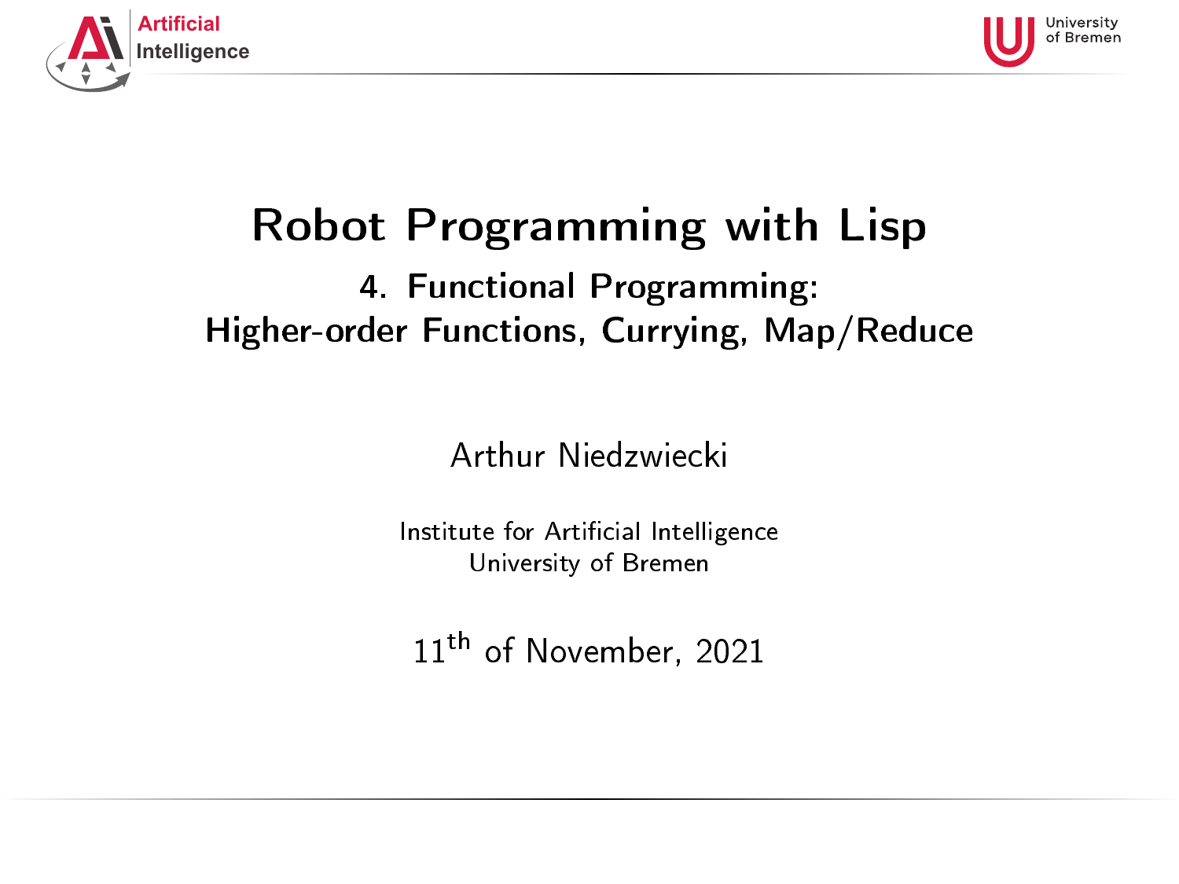# Robot Programming with Lisp

## 4. Functional Programming: Higher-order Functions, Currying, Map/Reduce

Arthur Niedzwiecki

Institute for Artificial Intelligence
University of Bremen

11th of November, 2021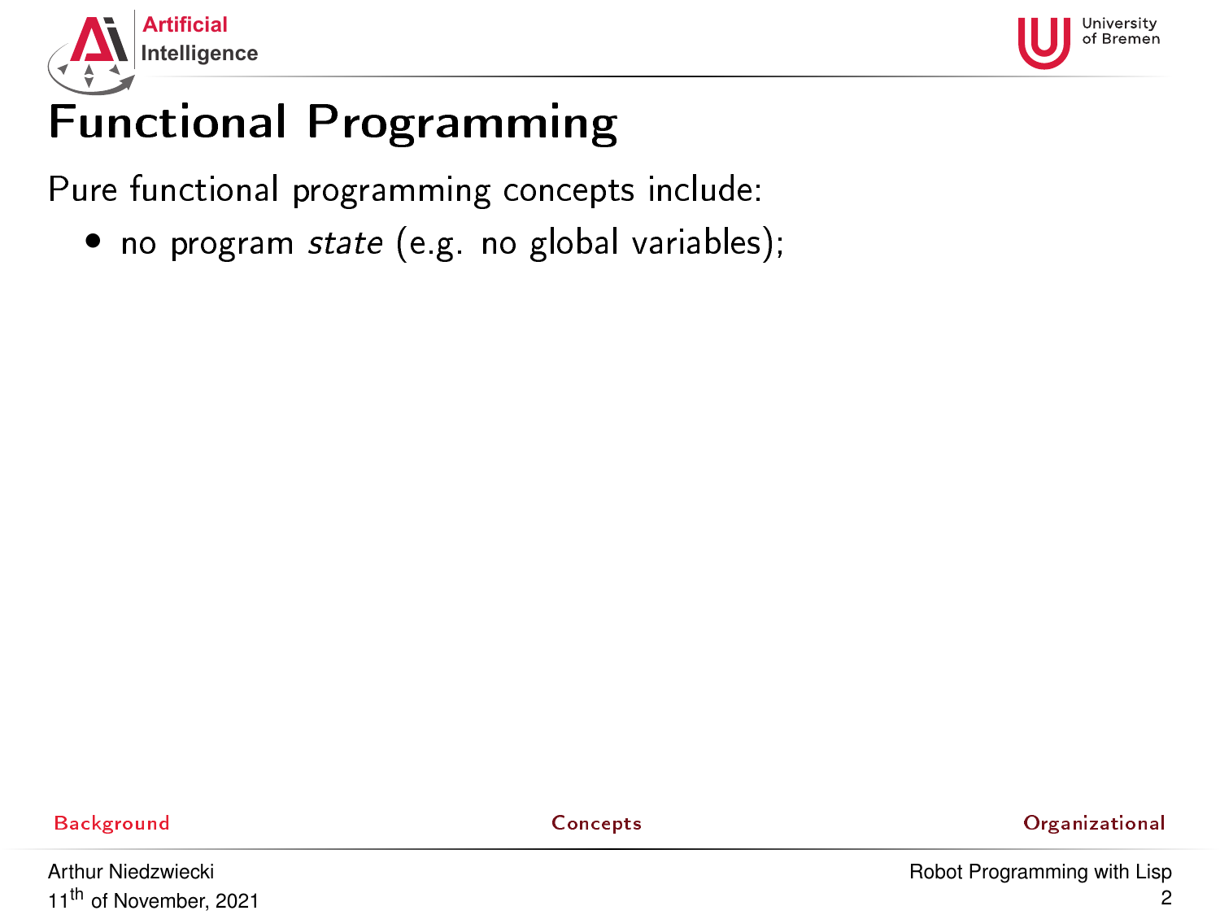# Functional Programming

Pure functional programming concepts include:

- no program *state* (e.g. no global variables);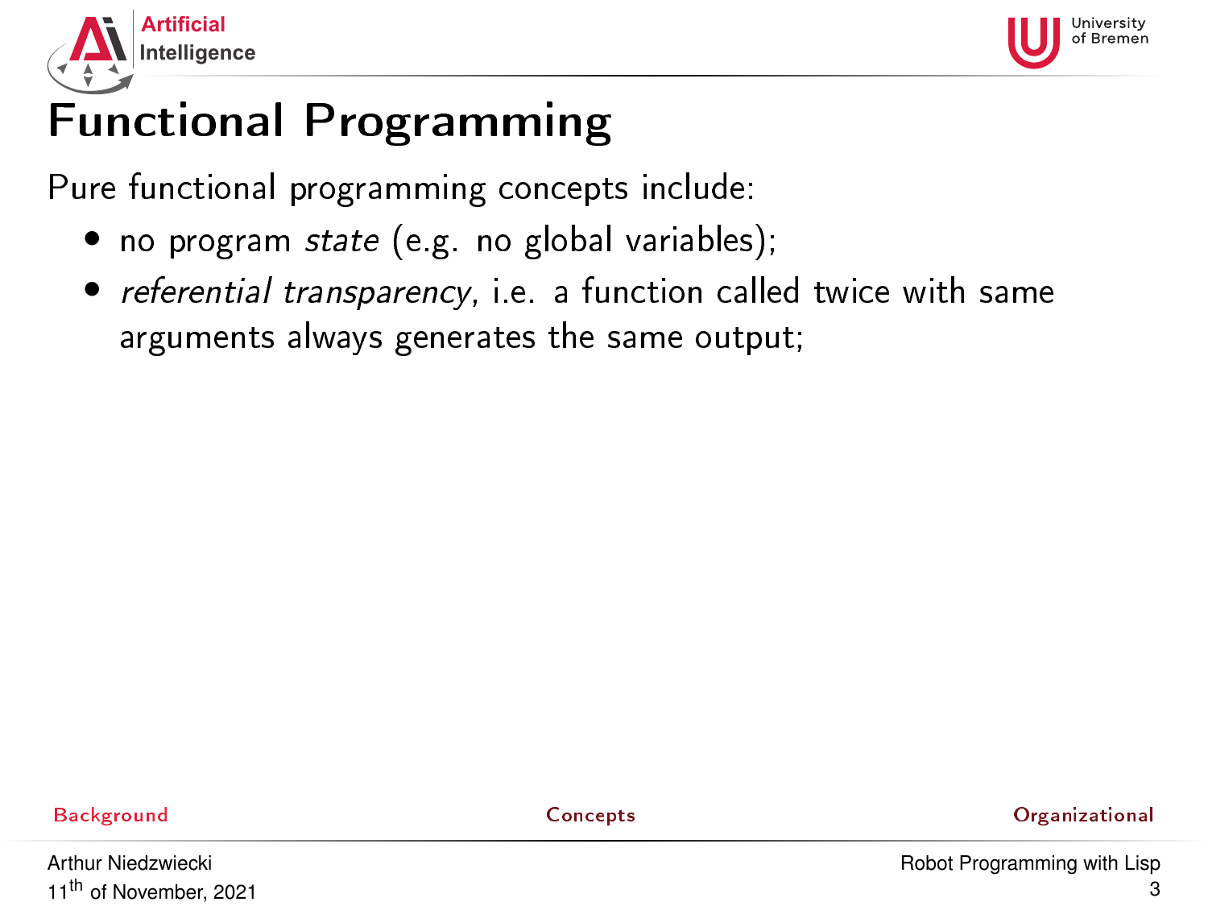# Functional Programming

Pure functional programming concepts include:

- no program *state* (e.g. no global variables);
- *referential transparency*, i.e. a function called twice with same arguments always generates the same output;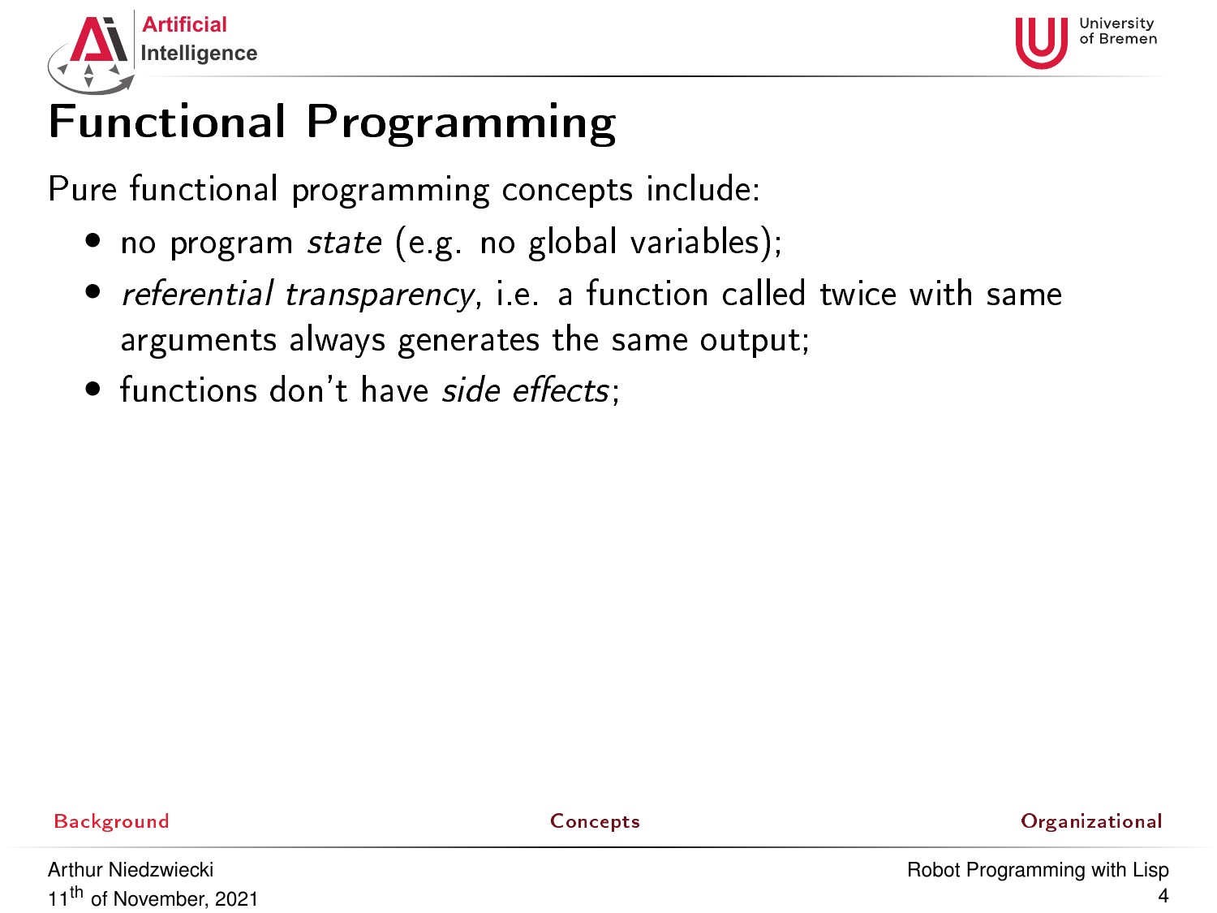# Functional Programming

Pure functional programming concepts include:

- no program *state* (e.g. no global variables);
- *referential transparency*, i.e. a function called twice with same arguments always generates the same output;
- functions don't have *side effects*;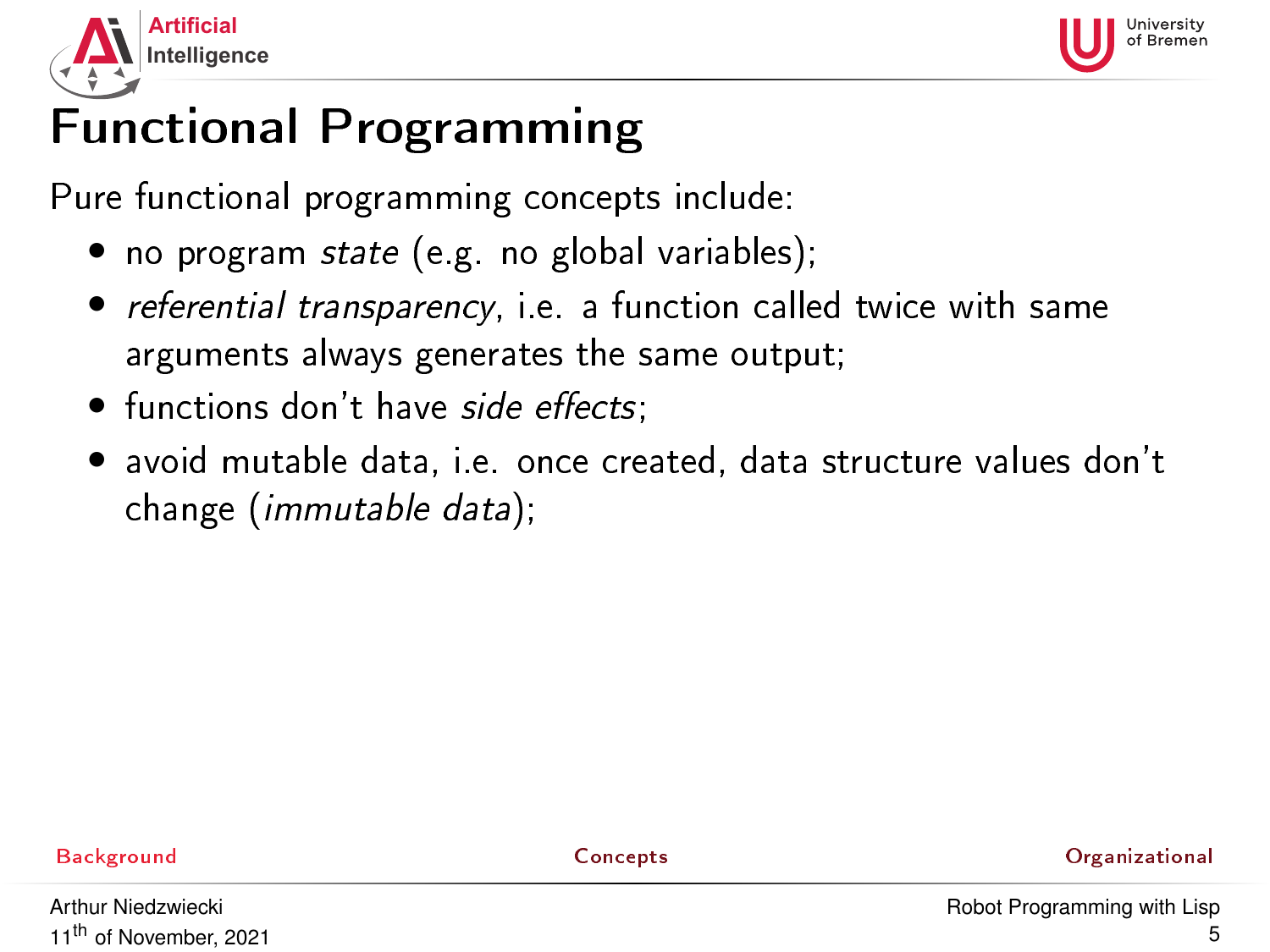# Functional Programming

Pure functional programming concepts include:

- no program *state* (e.g. no global variables);
- *referential transparency*, i.e. a function called twice with same arguments always generates the same output;
- functions don't have *side effects*;
- avoid mutable data, i.e. once created, data structure values don't change (*immutable data*);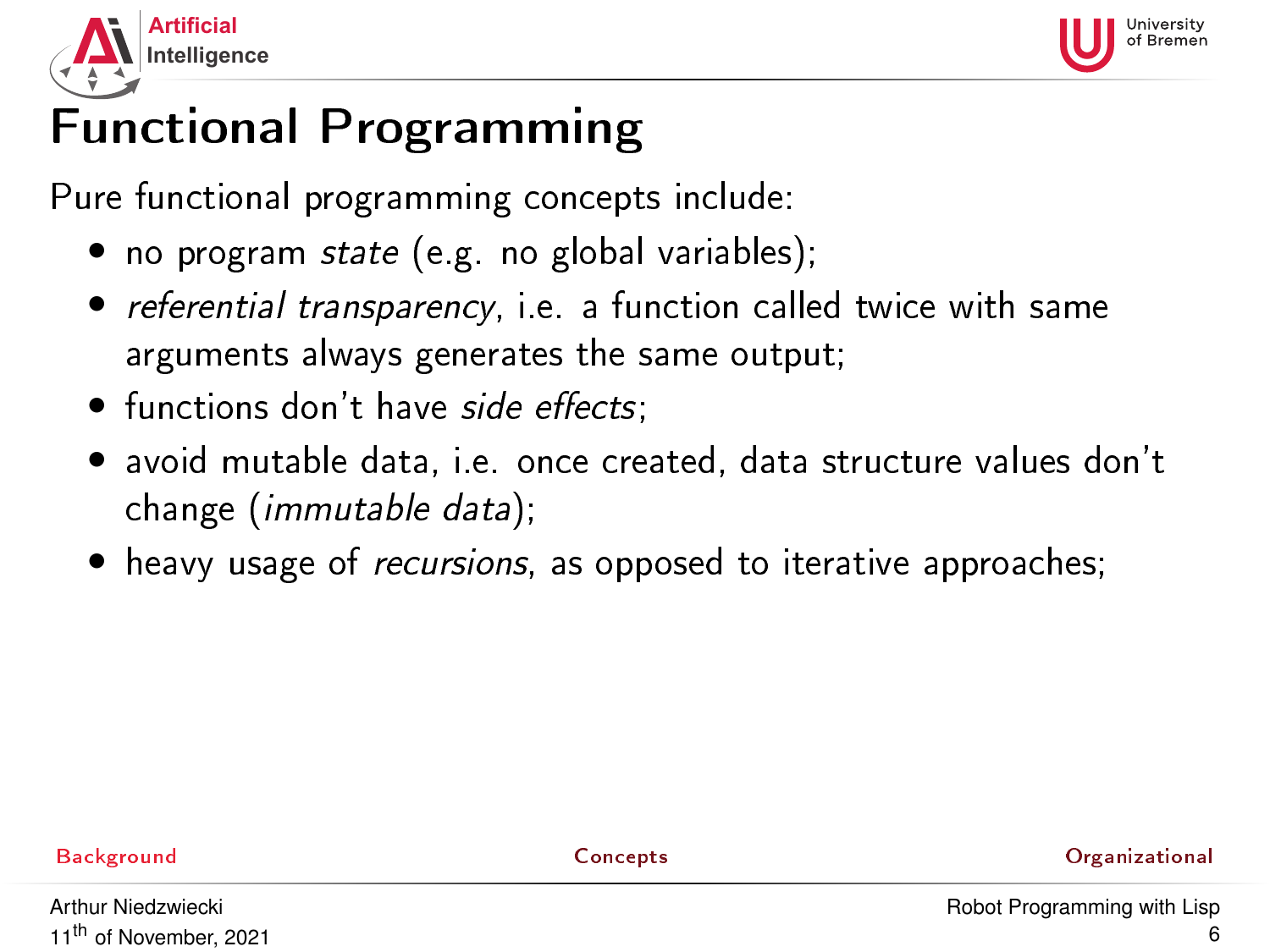# Functional Programming

Pure functional programming concepts include:

- no program *state* (e.g. no global variables);
- *referential transparency*, i.e. a function called twice with same arguments always generates the same output;
- functions don't have *side effects*;
- avoid mutable data, i.e. once created, data structure values don't change (*immutable data*);
- heavy usage of *recursions*, as opposed to iterative approaches;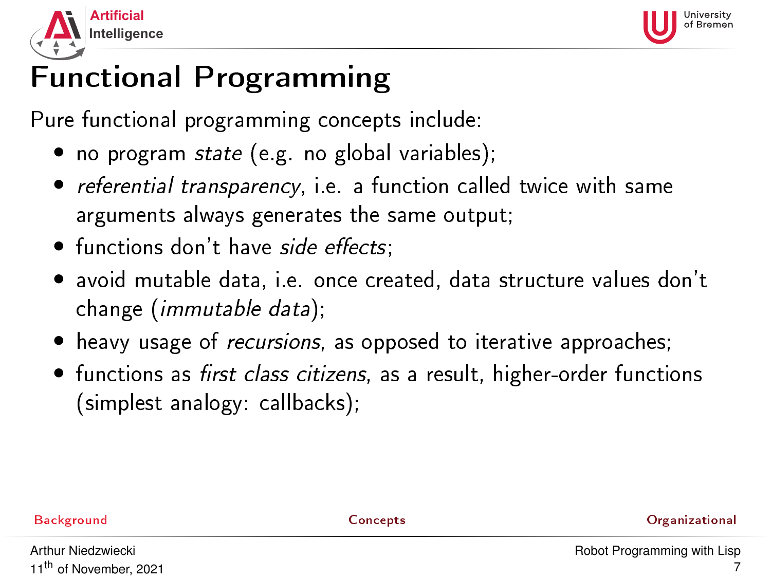# Functional Programming

Pure functional programming concepts include:

- no program *state* (e.g. no global variables);
- *referential transparency*, i.e. a function called twice with same arguments always generates the same output;
- functions don't have *side effects*;
- avoid mutable data, i.e. once created, data structure values don't change (*immutable data*);
- heavy usage of *recursions*, as opposed to iterative approaches;
- functions as *first class citizens*, as a result, higher-order functions (simplest analogy: callbacks);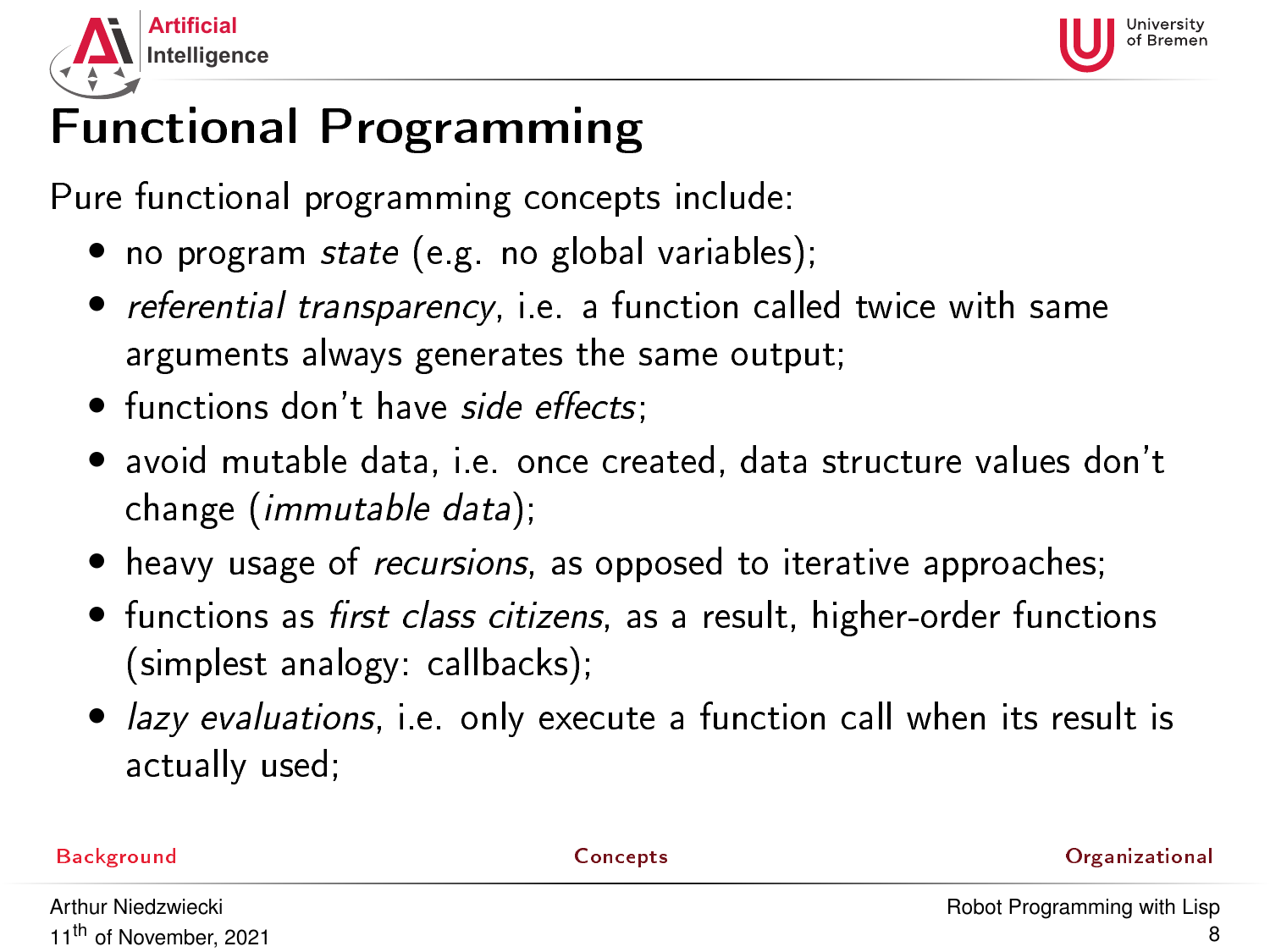# Functional Programming

Pure functional programming concepts include:

- no program *state* (e.g. no global variables);
- *referential transparency*, i.e. a function called twice with same arguments always generates the same output;
- functions don't have *side effects*;
- avoid mutable data, i.e. once created, data structure values don't change (*immutable data*);
- heavy usage of *recursions*, as opposed to iterative approaches;
- functions as *first class citizens*, as a result, higher-order functions (simplest analogy: callbacks);
- *lazy evaluations*, i.e. only execute a function call when its result is actually used;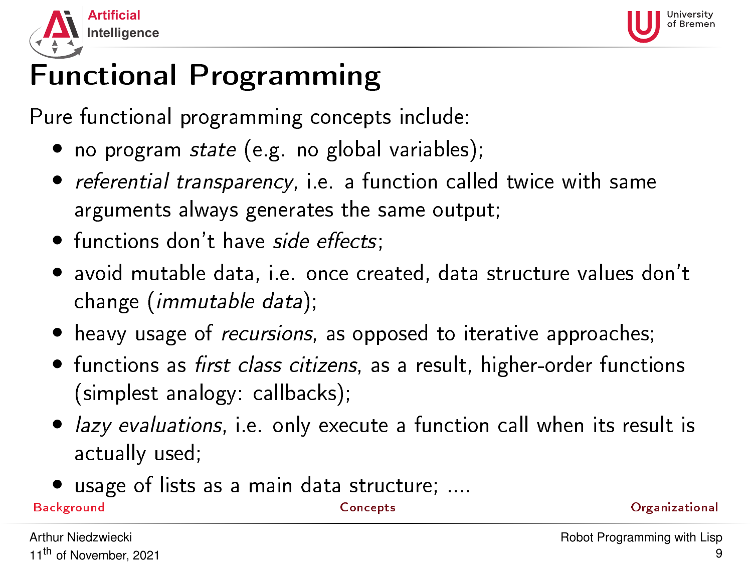# Functional Programming

Pure functional programming concepts include:

- no program *state* (e.g. no global variables);
- *referential transparency*, i.e. a function called twice with same arguments always generates the same output;
- functions don't have *side effects*;
- avoid mutable data, i.e. once created, data structure values don't change (*immutable data*);
- heavy usage of *recursions*, as opposed to iterative approaches;
- functions as *first class citizens*, as a result, higher-order functions (simplest analogy: callbacks);
- *lazy evaluations*, i.e. only execute a function call when its result is actually used;
- usage of lists as a main data structure; ....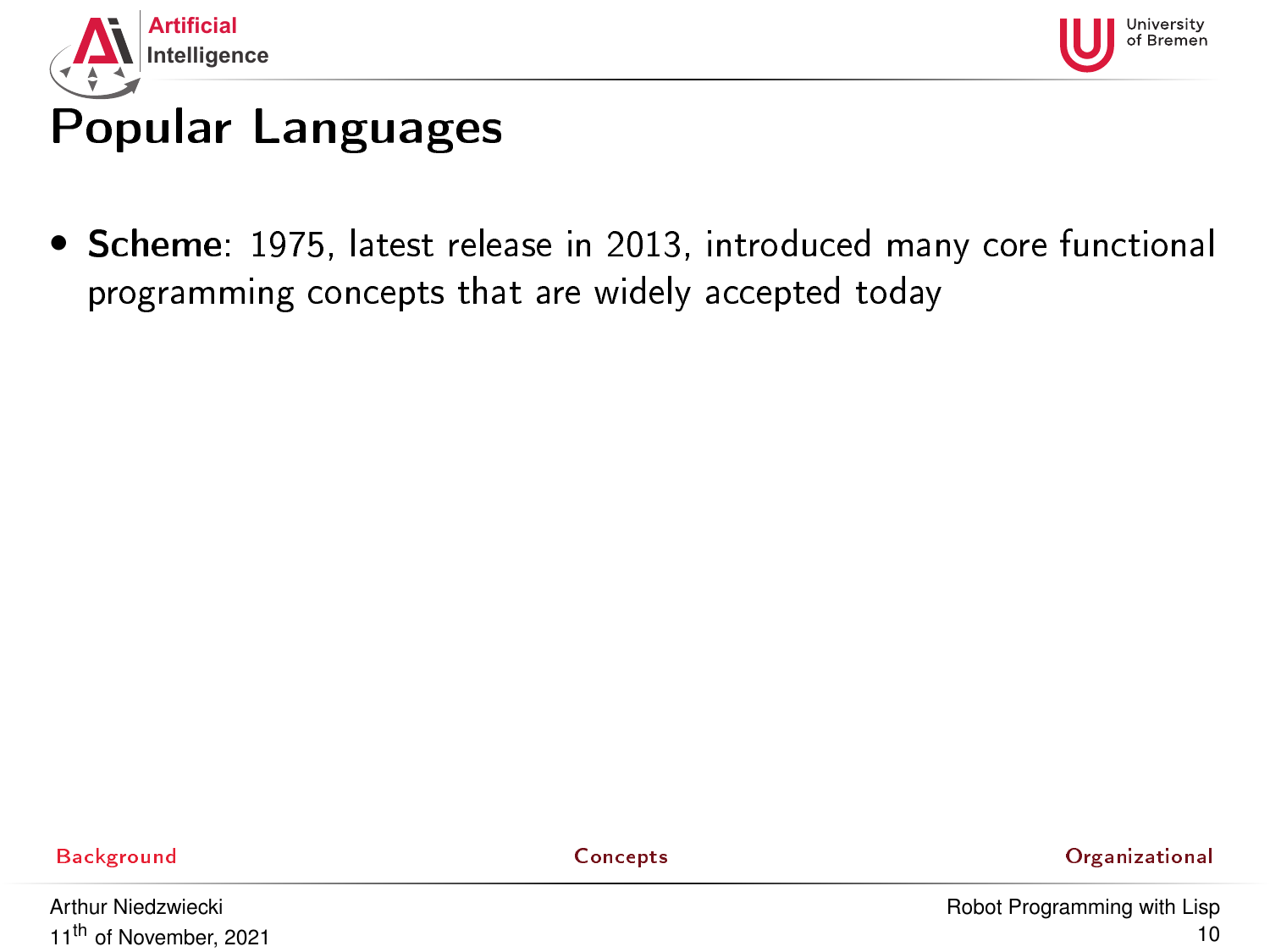# Popular Languages

- **Scheme**: 1975, latest release in 2013, introduced many core functional programming concepts that are widely accepted today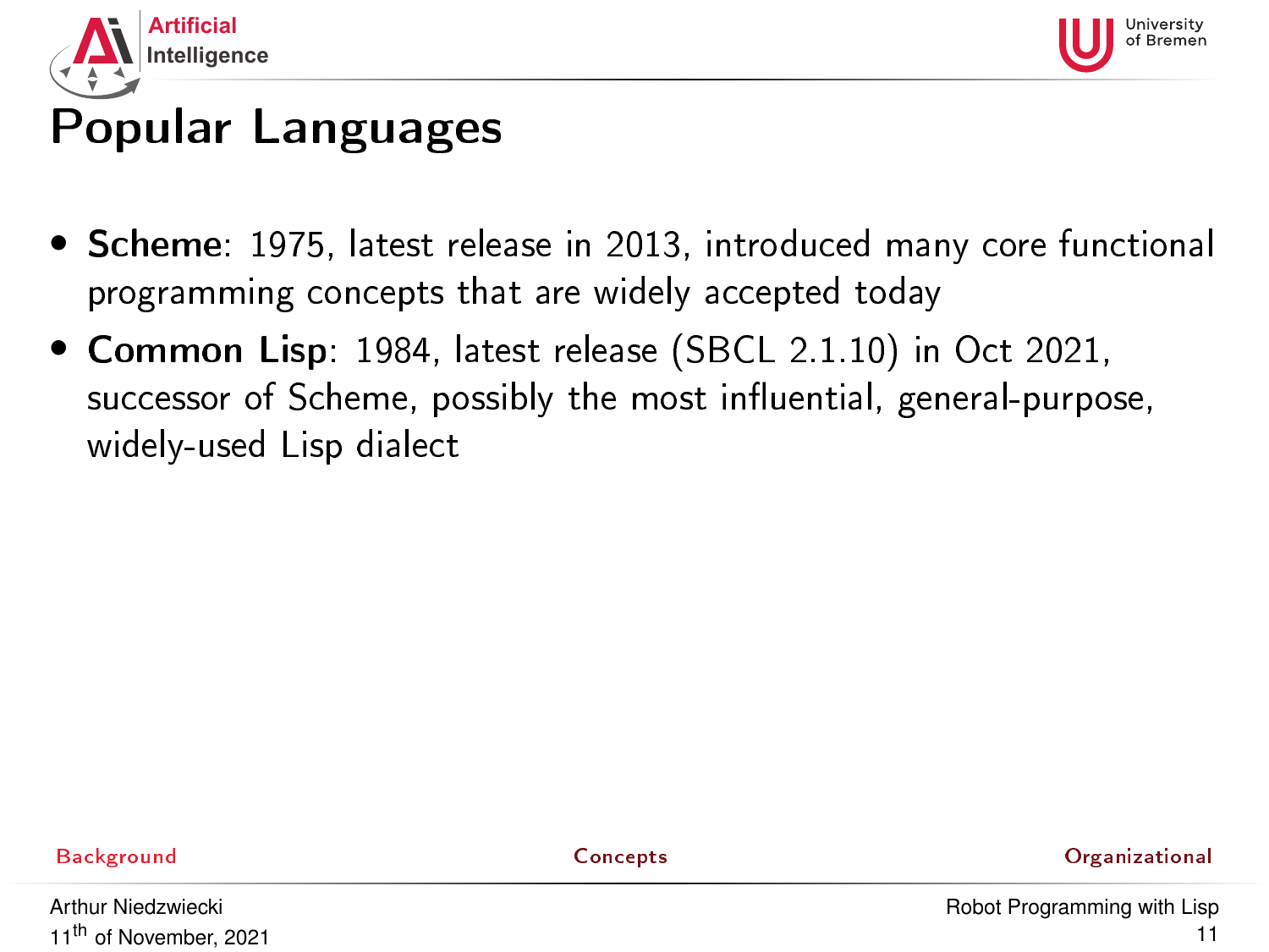# Popular Languages

- **Scheme**: 1975, latest release in 2013, introduced many core functional programming concepts that are widely accepted today
- **Common Lisp**: 1984, latest release (SBCL 2.1.10) in Oct 2021, successor of Scheme, possibly the most influential, general-purpose, widely-used Lisp dialect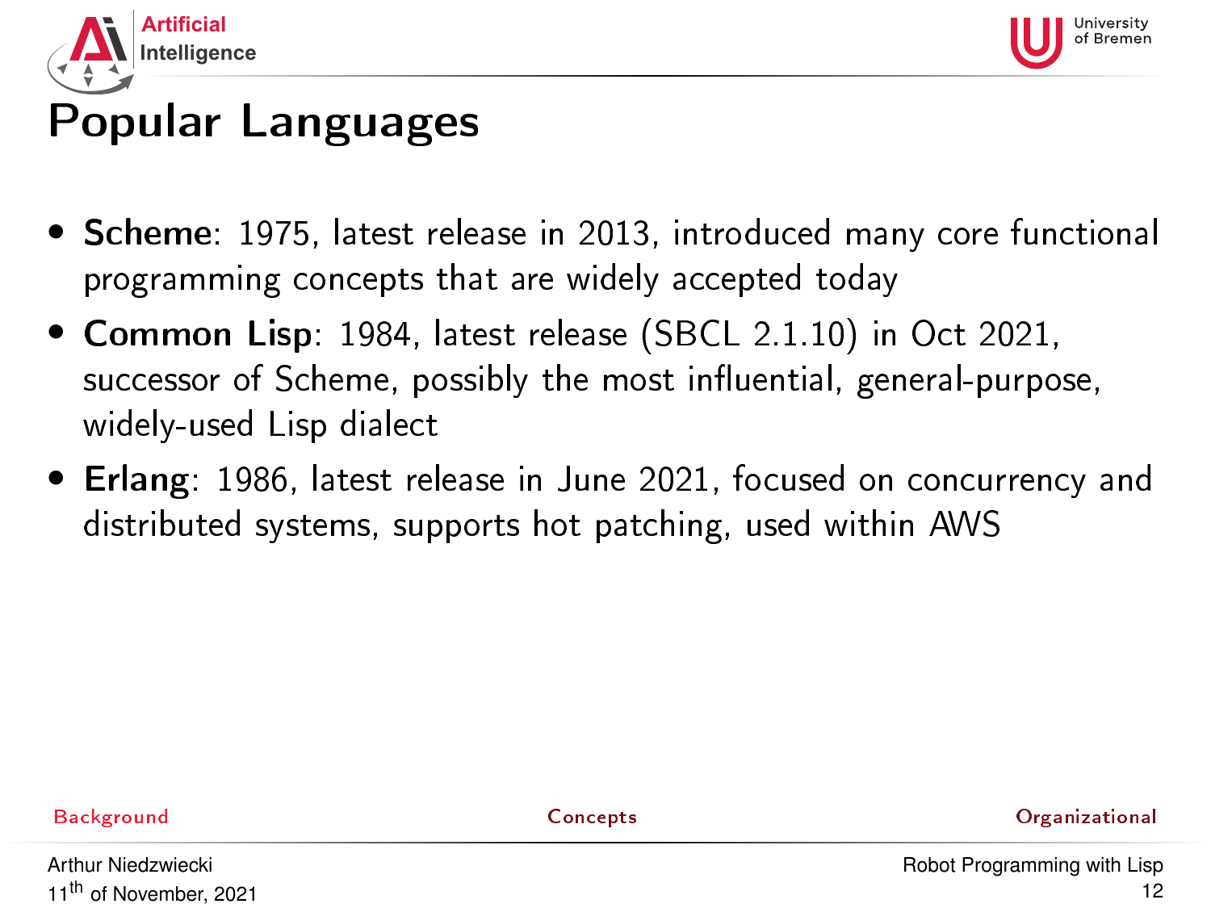# Popular Languages

- **Scheme**: 1975, latest release in 2013, introduced many core functional programming concepts that are widely accepted today
- **Common Lisp**: 1984, latest release (SBCL 2.1.10) in Oct 2021, successor of Scheme, possibly the most influential, general-purpose, widely-used Lisp dialect
- **Erlang**: 1986, latest release in June 2021, focused on concurrency and distributed systems, supports hot patching, used within AWS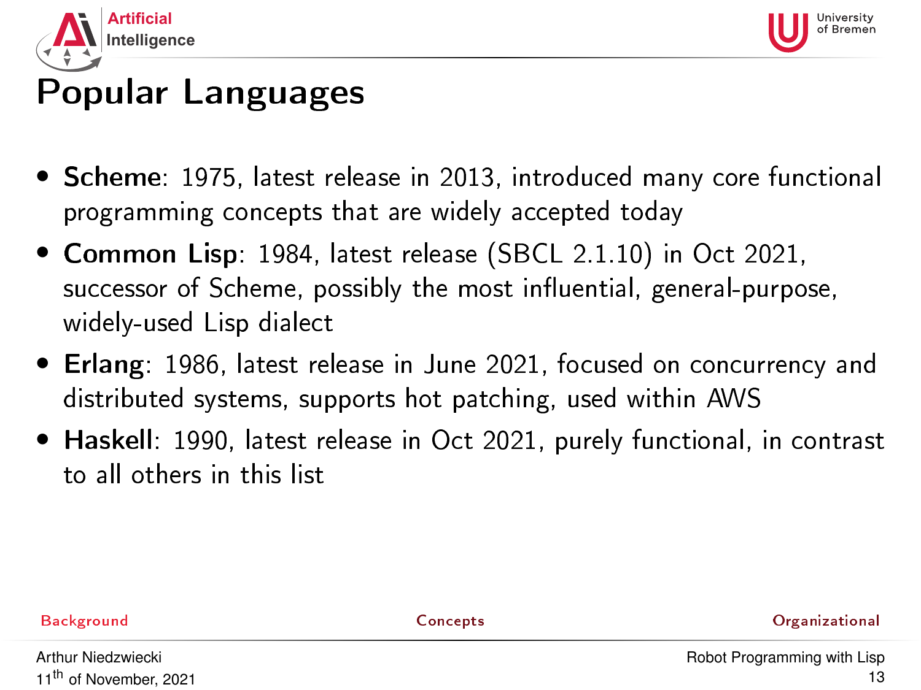# Popular Languages

- **Scheme**: 1975, latest release in 2013, introduced many core functional programming concepts that are widely accepted today
- **Common Lisp**: 1984, latest release (SBCL 2.1.10) in Oct 2021, successor of Scheme, possibly the most influential, general-purpose, widely-used Lisp dialect
- **Erlang**: 1986, latest release in June 2021, focused on concurrency and distributed systems, supports hot patching, used within AWS
- **Haskell**: 1990, latest release in Oct 2021, purely functional, in contrast to all others in this list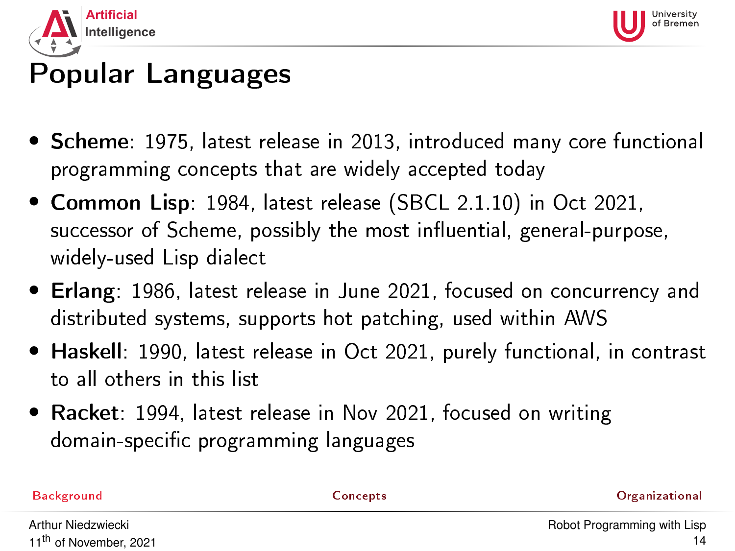# Popular Languages

- **Scheme**: 1975, latest release in 2013, introduced many core functional programming concepts that are widely accepted today
- **Common Lisp**: 1984, latest release (SBCL 2.1.10) in Oct 2021, successor of Scheme, possibly the most influential, general-purpose, widely-used Lisp dialect
- **Erlang**: 1986, latest release in June 2021, focused on concurrency and distributed systems, supports hot patching, used within AWS
- **Haskell**: 1990, latest release in Oct 2021, purely functional, in contrast to all others in this list
- **Racket**: 1994, latest release in Nov 2021, focused on writing domain-specific programming languages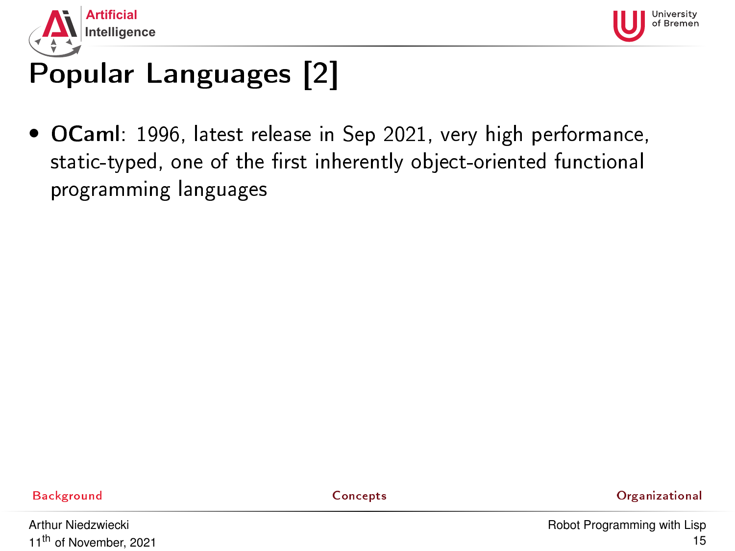# Popular Languages [2]

- **OCaml**: 1996, latest release in Sep 2021, very high performance, static-typed, one of the first inherently object-oriented functional programming languages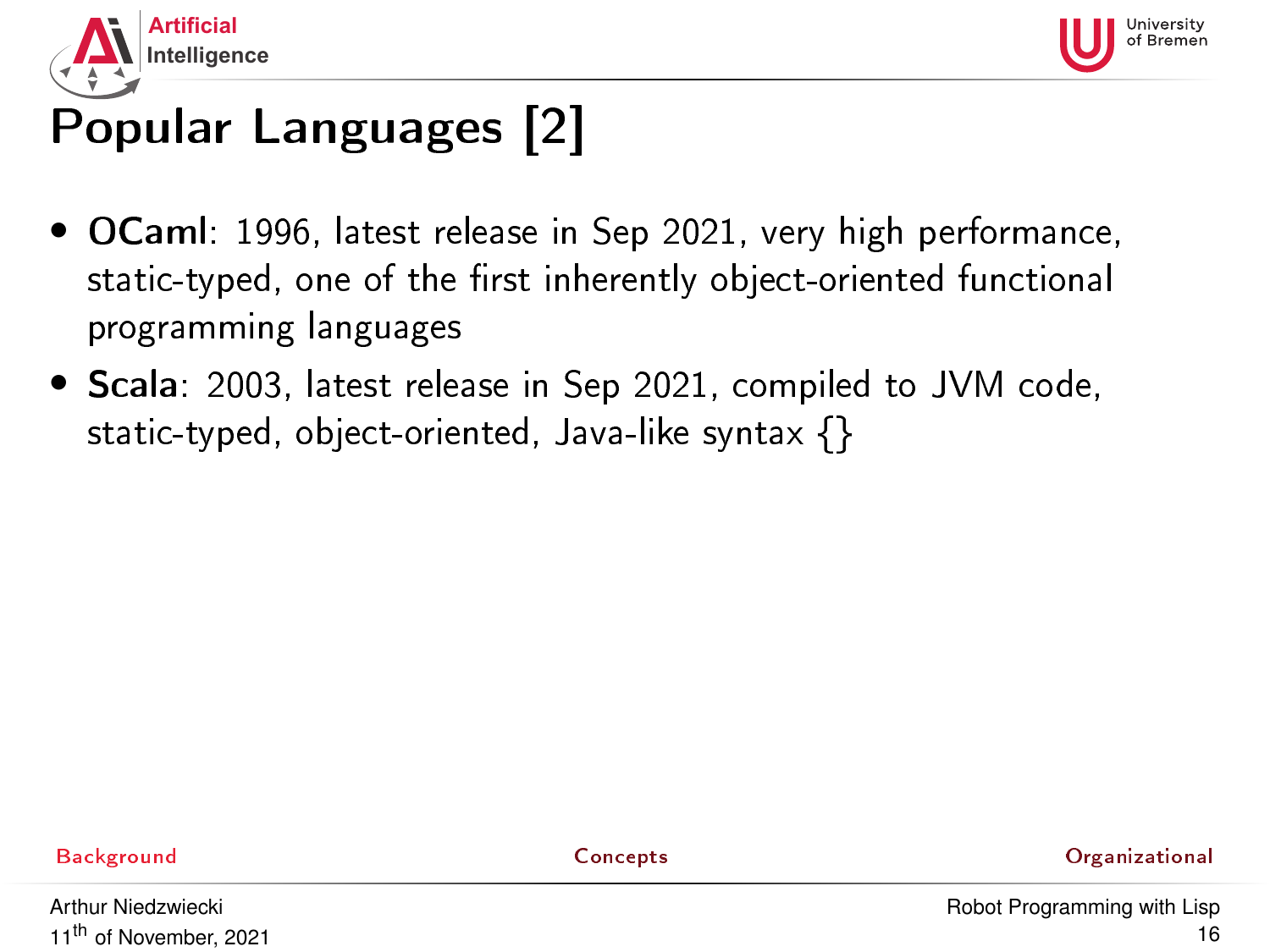# Popular Languages [2]

- **OCaml**: 1996, latest release in Sep 2021, very high performance, static-typed, one of the first inherently object-oriented functional programming languages
- **Scala**: 2003, latest release in Sep 2021, compiled to JVM code, static-typed, object-oriented, Java-like syntax {}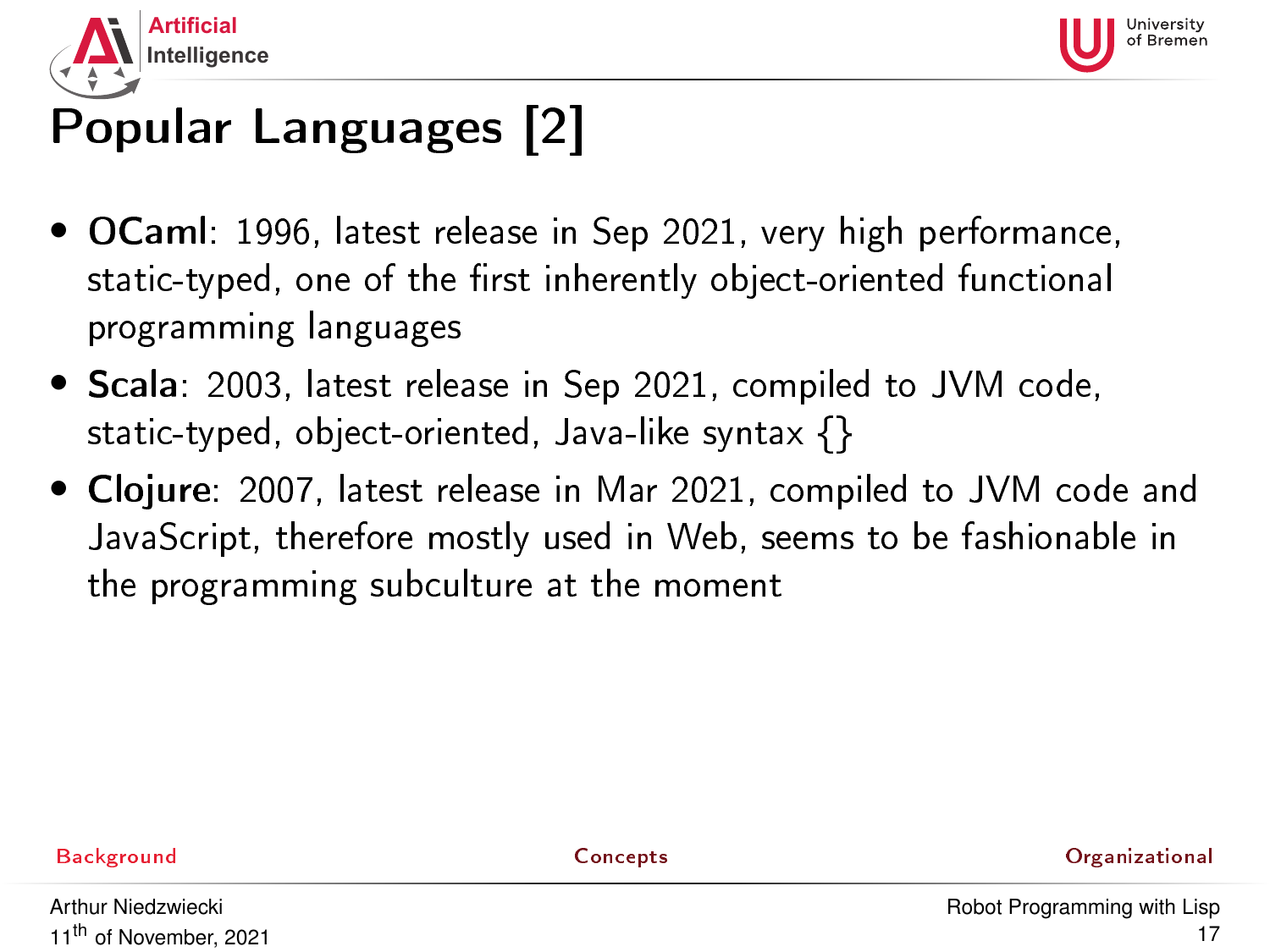# Popular Languages [2]

- **OCaml**: 1996, latest release in Sep 2021, very high performance, static-typed, one of the first inherently object-oriented functional programming languages
- **Scala**: 2003, latest release in Sep 2021, compiled to JVM code, static-typed, object-oriented, Java-like syntax {}
- **Clojure**: 2007, latest release in Mar 2021, compiled to JVM code and JavaScript, therefore mostly used in Web, seems to be fashionable in the programming subculture at the moment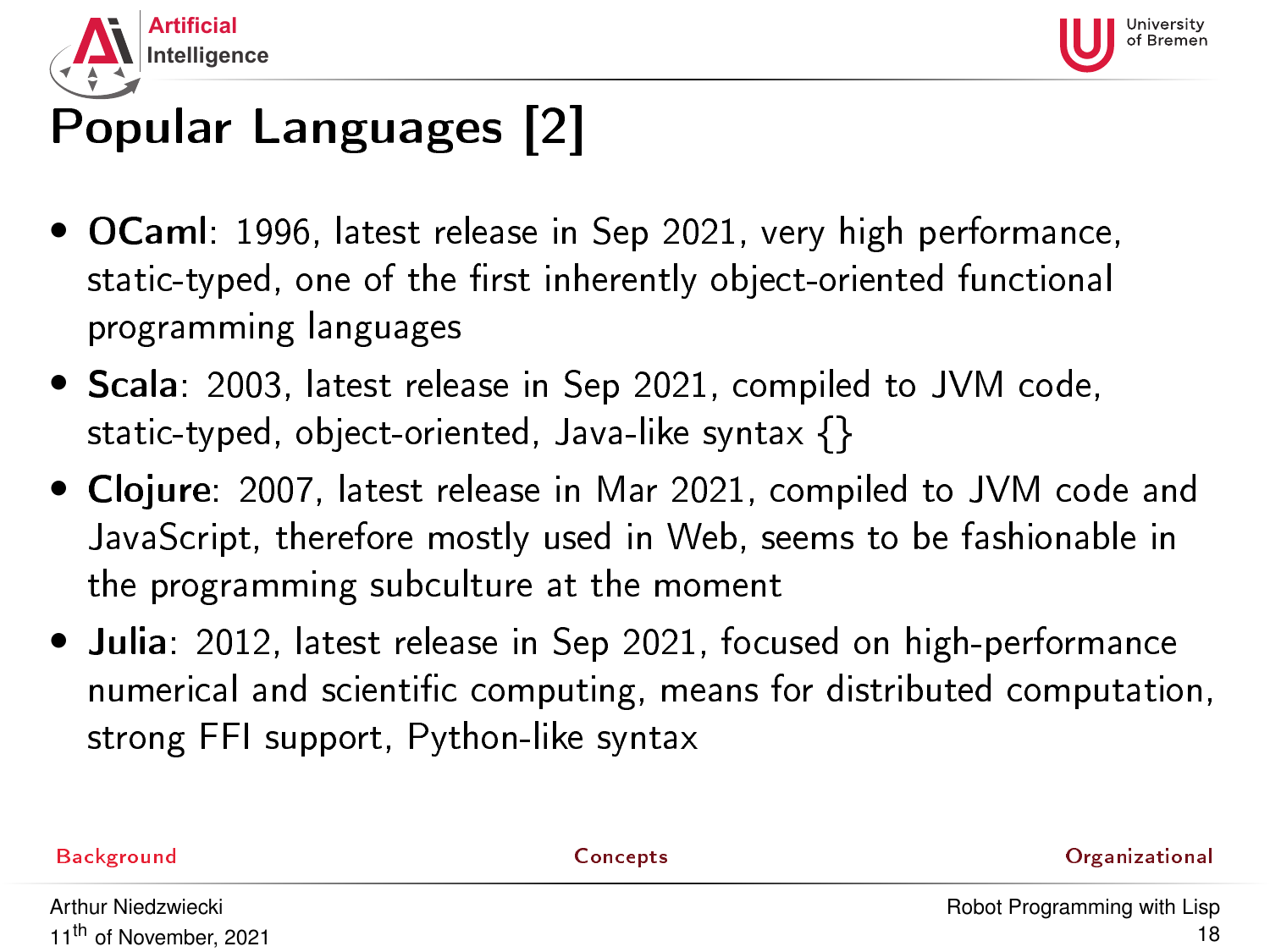# Popular Languages [2]

- **OCaml**: 1996, latest release in Sep 2021, very high performance, static-typed, one of the first inherently object-oriented functional programming languages
- **Scala**: 2003, latest release in Sep 2021, compiled to JVM code, static-typed, object-oriented, Java-like syntax {}
- **Clojure**: 2007, latest release in Mar 2021, compiled to JVM code and JavaScript, therefore mostly used in Web, seems to be fashionable in the programming subculture at the moment
- **Julia**: 2012, latest release in Sep 2021, focused on high-performance numerical and scientific computing, means for distributed computation, strong FFI support, Python-like syntax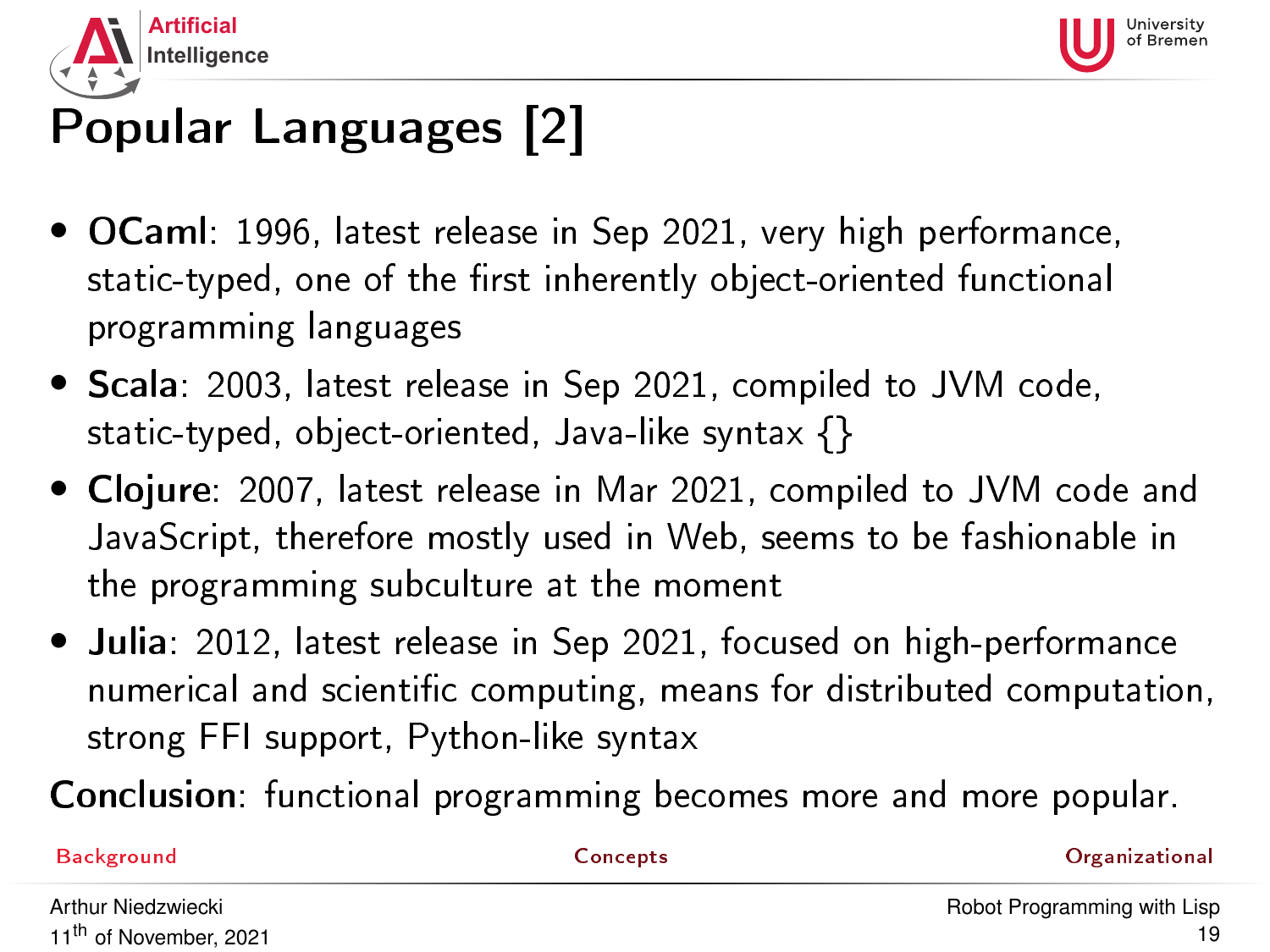# Popular Languages [2]

- **OCaml**: 1996, latest release in Sep 2021, very high performance, static-typed, one of the first inherently object-oriented functional programming languages
- **Scala**: 2003, latest release in Sep 2021, compiled to JVM code, static-typed, object-oriented, Java-like syntax {}
- **Clojure**: 2007, latest release in Mar 2021, compiled to JVM code and JavaScript, therefore mostly used in Web, seems to be fashionable in the programming subculture at the moment
- **Julia**: 2012, latest release in Sep 2021, focused on high-performance numerical and scientific computing, means for distributed computation, strong FFI support, Python-like syntax

**Conclusion**: functional programming becomes more and more popular.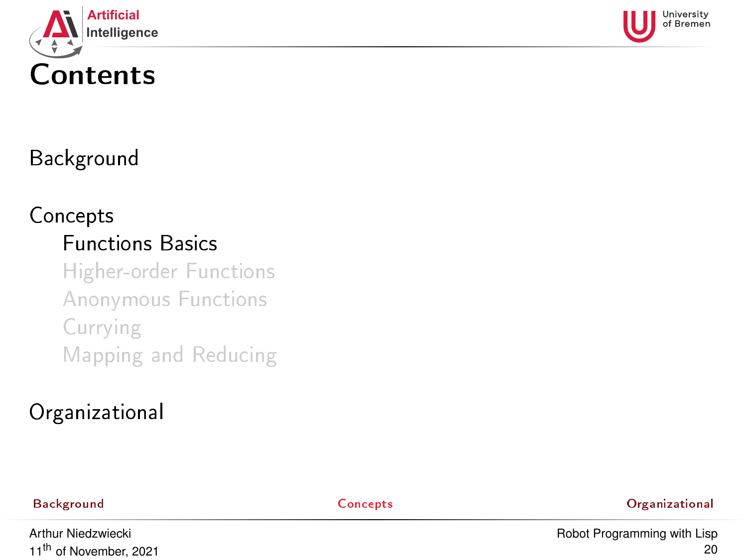# Contents

Background

Concepts

- Functions Basics
- Higher-order Functions
- Anonymous Functions
- Currying
- Mapping and Reducing

Organizational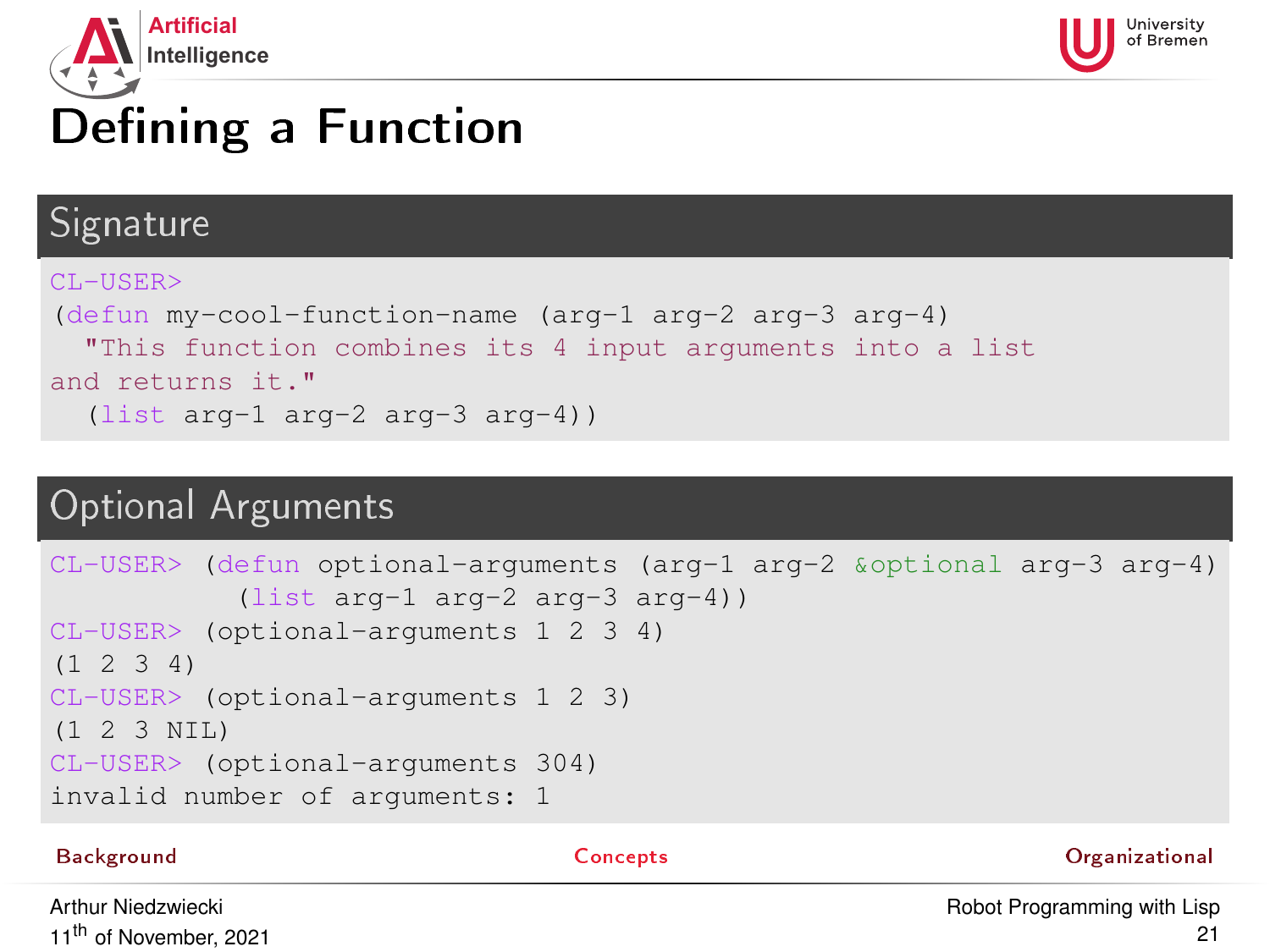# Defining a Function

## Signature

```
CL-USER>
(defun my-cool-function-name (arg-1 arg-2 arg-3 arg-4)
  "This function combines its 4 input arguments into a list
and returns it."
  (list arg-1 arg-2 arg-3 arg-4))
```

## Optional Arguments

```
CL-USER> (defun optional-arguments (arg-1 arg-2 &optional arg-3 arg-4)
           (list arg-1 arg-2 arg-3 arg-4))
CL-USER> (optional-arguments 1 2 3 4)
(1 2 3 4)
CL-USER> (optional-arguments 1 2 3)
(1 2 3 NIL)
CL-USER> (optional-arguments 304)
invalid number of arguments: 1
```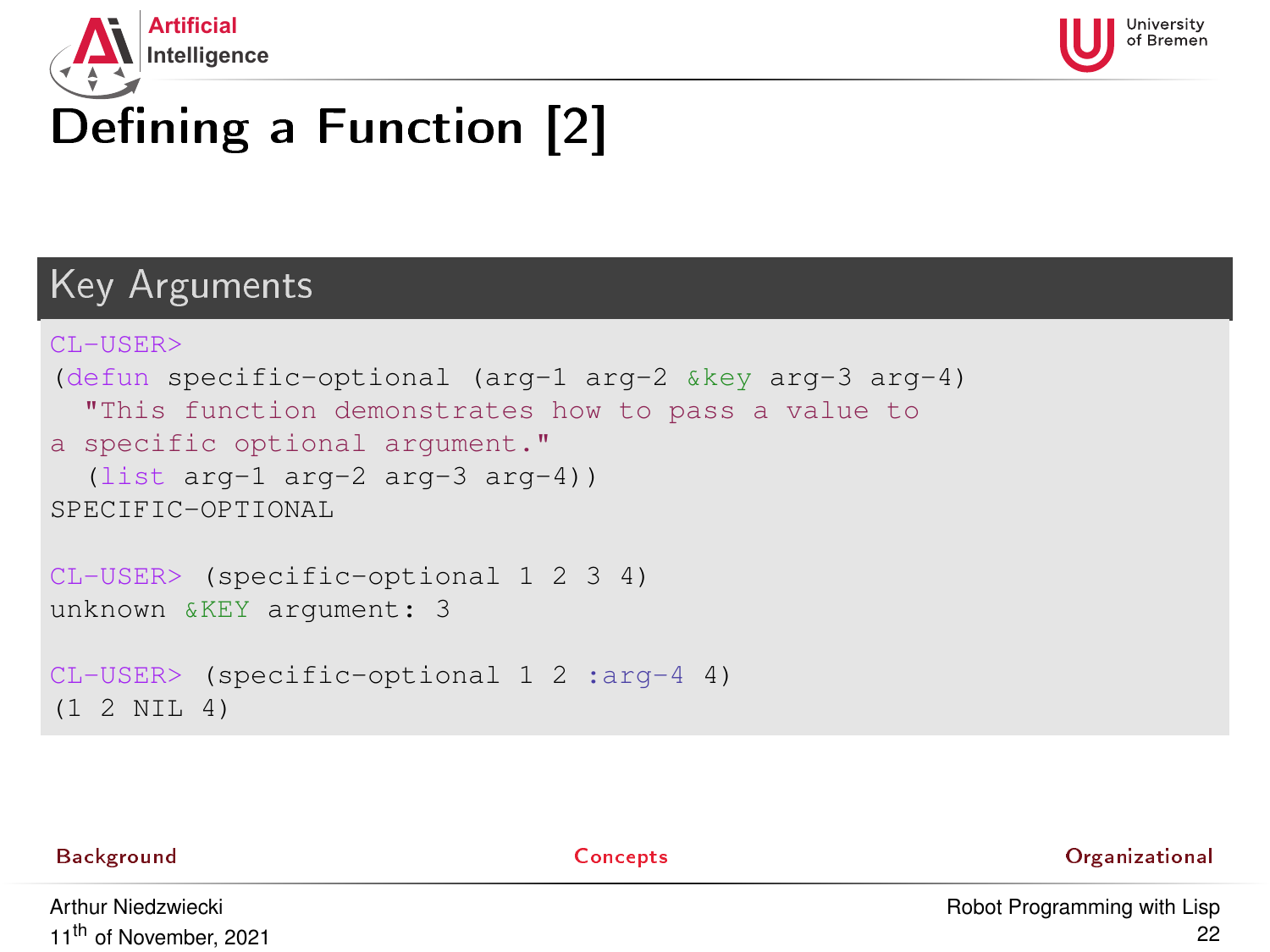# Defining a Function [2]

## Key Arguments

```
CL-USER>
(defun specific-optional (arg-1 arg-2 &key arg-3 arg-4)
  "This function demonstrates how to pass a value to
a specific optional argument."
  (list arg-1 arg-2 arg-3 arg-4))
SPECIFIC-OPTIONAL

CL-USER> (specific-optional 1 2 3 4)
unknown &KEY argument: 3

CL-USER> (specific-optional 1 2 :arg-4 4)
(1 2 NIL 4)
```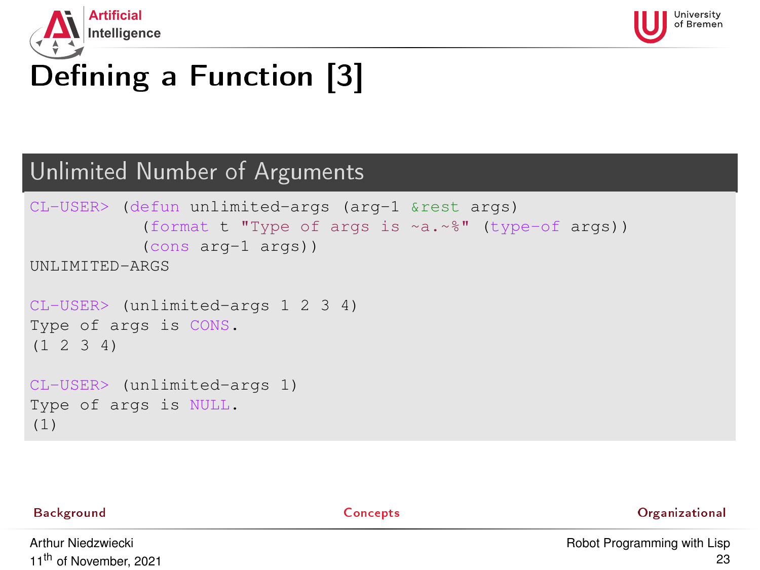# Defining a Function [3]

## Unlimited Number of Arguments

```
CL-USER> (defun unlimited-args (arg-1 &rest args)
           (format t "Type of args is ~a.~%" (type-of args))
           (cons arg-1 args))
UNLIMITED-ARGS

CL-USER> (unlimited-args 1 2 3 4)
Type of args is CONS.
(1 2 3 4)

CL-USER> (unlimited-args 1)
Type of args is NULL.
(1)
```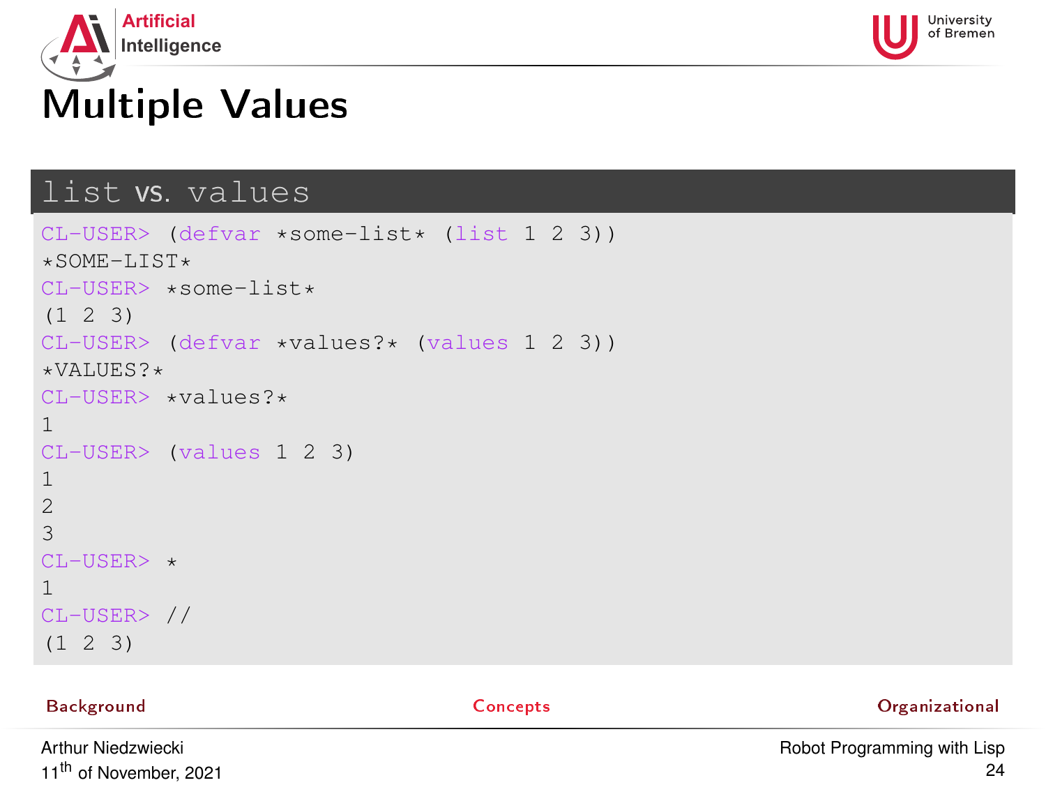# Multiple Values

## list vs. values

```
CL-USER> (defvar *some-list* (list 1 2 3))
*SOME-LIST*
CL-USER> *some-list*
(1 2 3)
CL-USER> (defvar *values?* (values 1 2 3))
*VALUES?*
CL-USER> *values?*
1
CL-USER> (values 1 2 3)
1
2
3
CL-USER> *
1
CL-USER> //
(1 2 3)
```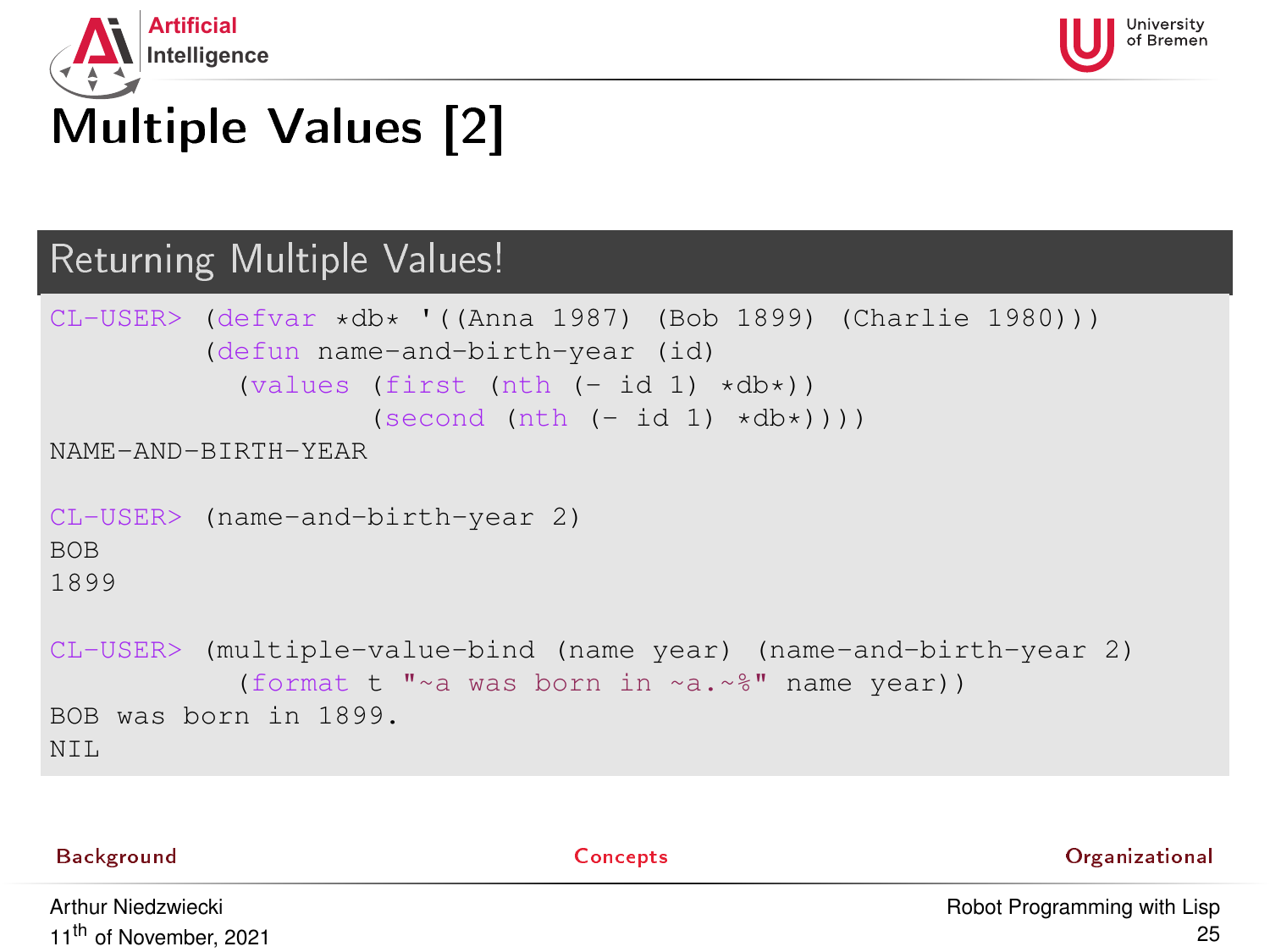# Multiple Values [2]

## Returning Multiple Values!

```
CL-USER> (defvar *db* '((Anna 1987) (Bob 1899) (Charlie 1980)))
         (defun name-and-birth-year (id)
           (values (first (nth (- id 1) *db*))
                   (second (nth (- id 1) *db*))))
NAME-AND-BIRTH-YEAR

CL-USER> (name-and-birth-year 2)
BOB
1899

CL-USER> (multiple-value-bind (name year) (name-and-birth-year 2)
           (format t "~a was born in ~a.~%" name year))
BOB was born in 1899.
NIL
```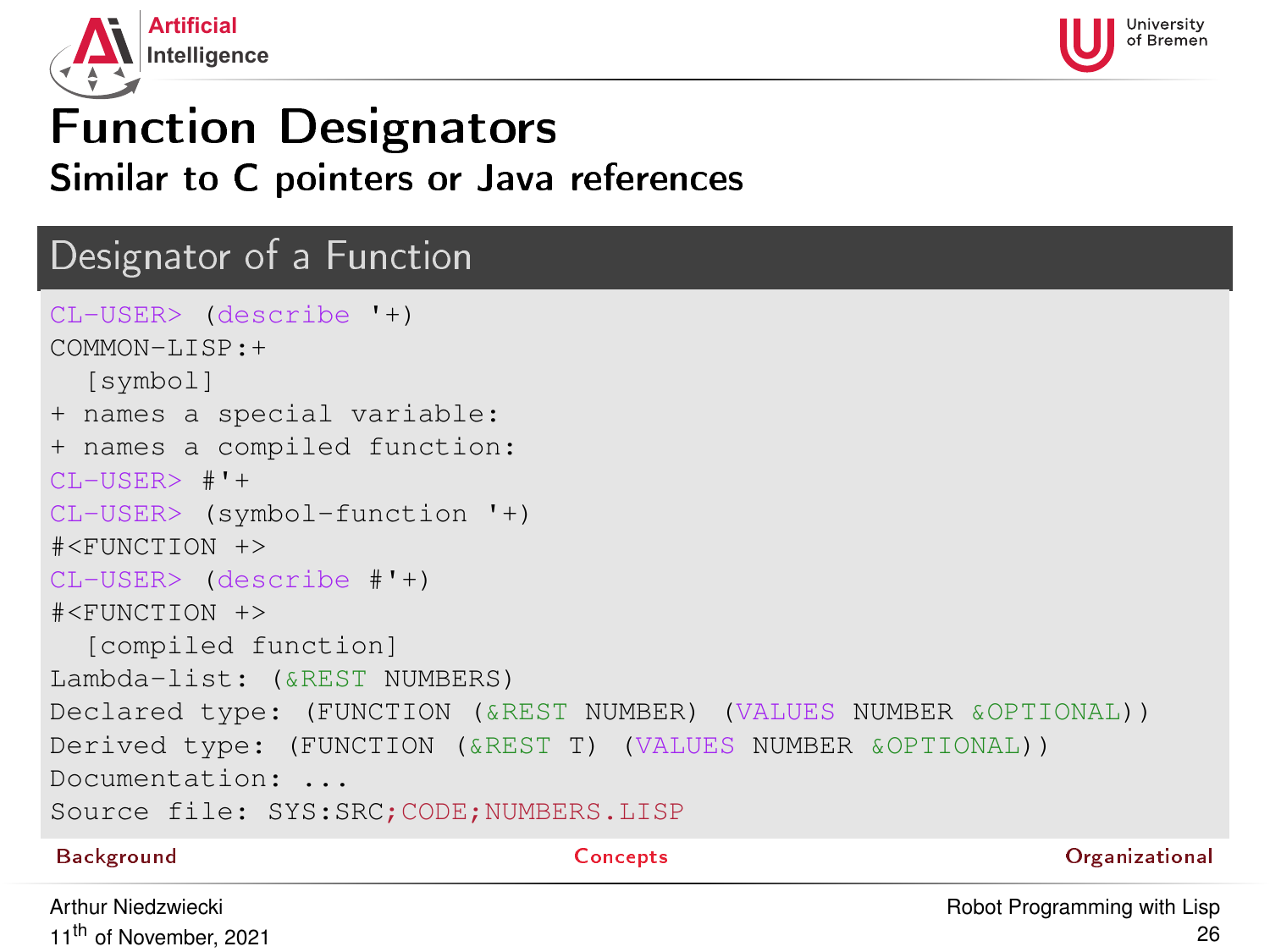# Function Designators

## Similar to C pointers or Java references

### Designator of a Function

```
CL-USER> (describe '+)
COMMON-LISP:+
  [symbol]
+ names a special variable:
+ names a compiled function:
CL-USER> #'+
CL-USER> (symbol-function '+)
#<FUNCTION +>
CL-USER> (describe #'+)
#<FUNCTION +>
  [compiled function]
Lambda-list: (&REST NUMBERS)
Declared type: (FUNCTION (&REST NUMBER) (VALUES NUMBER &OPTIONAL))
Derived type: (FUNCTION (&REST T) (VALUES NUMBER &OPTIONAL))
Documentation: ...
Source file: SYS:SRC;CODE;NUMBERS.LISP
```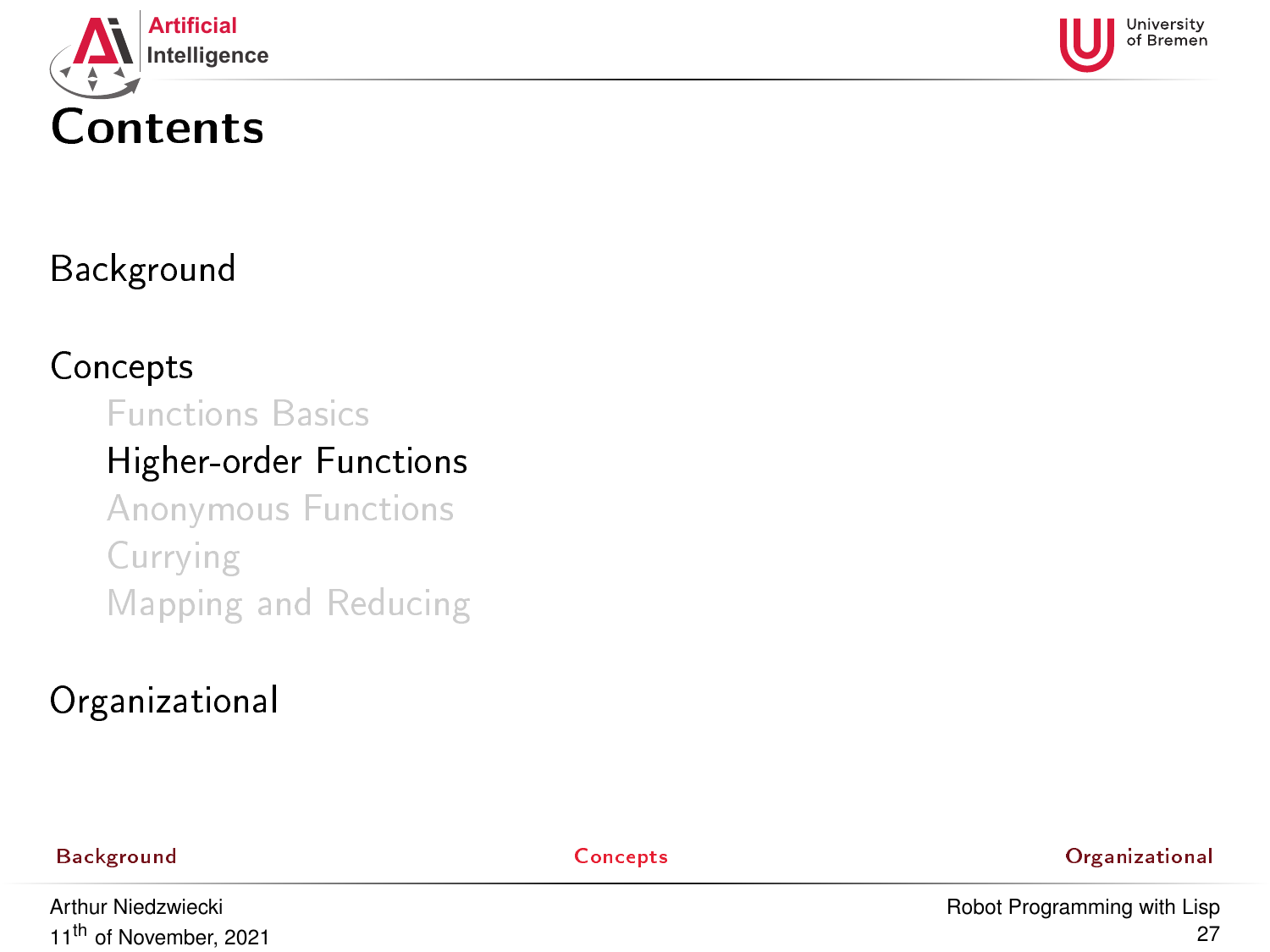# Contents

Background

Concepts

- Functions Basics
- Higher-order Functions
- Anonymous Functions
- Currying
- Mapping and Reducing

Organizational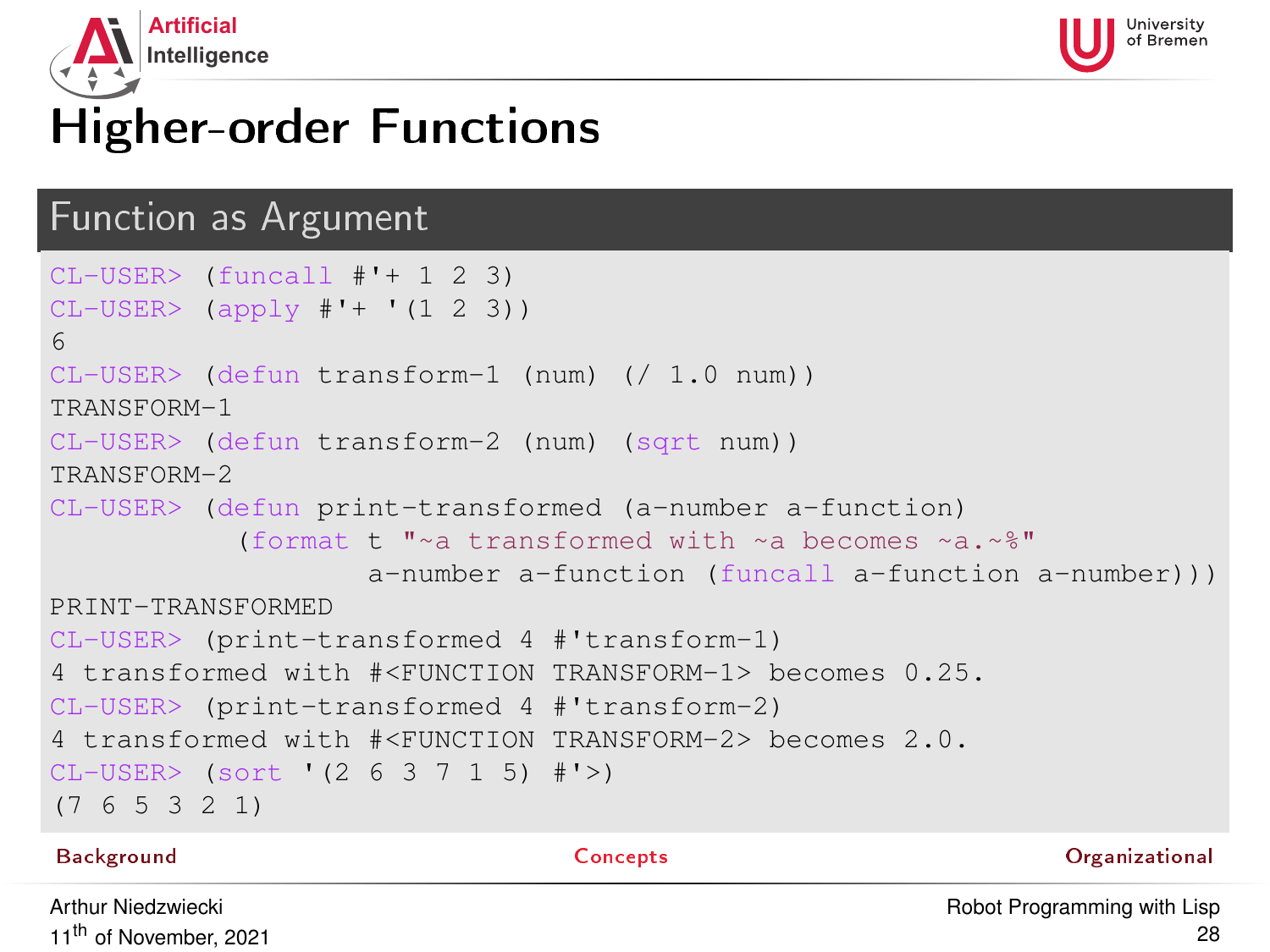# Higher-order Functions

## Function as Argument

```
CL-USER> (funcall #'+ 1 2 3)
CL-USER> (apply #'+ '(1 2 3))
6
CL-USER> (defun transform-1 (num) (/ 1.0 num))
TRANSFORM-1
CL-USER> (defun transform-2 (num) (sqrt num))
TRANSFORM-2
CL-USER> (defun print-transformed (a-number a-function)
           (format t "~a transformed with ~a becomes ~a.~%"
                   a-number a-function (funcall a-function a-number)))
PRINT-TRANSFORMED
CL-USER> (print-transformed 4 #'transform-1)
4 transformed with #<FUNCTION TRANSFORM-1> becomes 0.25.
CL-USER> (print-transformed 4 #'transform-2)
4 transformed with #<FUNCTION TRANSFORM-2> becomes 2.0.
CL-USER> (sort '(2 6 3 7 1 5) #'>)
(7 6 5 3 2 1)
```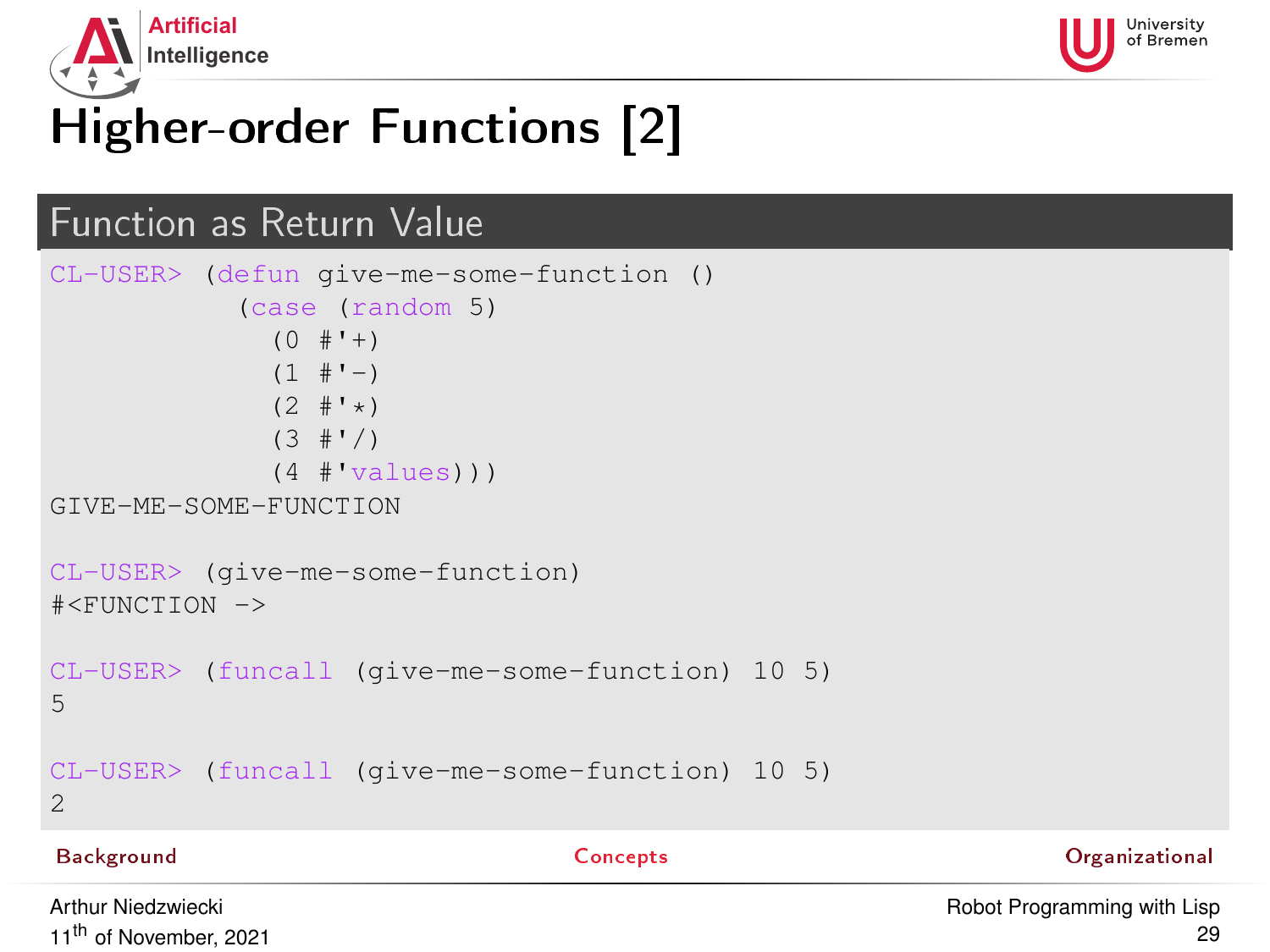# Higher-order Functions [2]

## Function as Return Value

```
CL-USER> (defun give-me-some-function ()
           (case (random 5)
             (0 #'+)
             (1 #'-)
             (2 #'*)
             (3 #'/)
             (4 #'values)))
GIVE-ME-SOME-FUNCTION

CL-USER> (give-me-some-function)
#<FUNCTION ->

CL-USER> (funcall (give-me-some-function) 10 5)
5

CL-USER> (funcall (give-me-some-function) 10 5)
2
```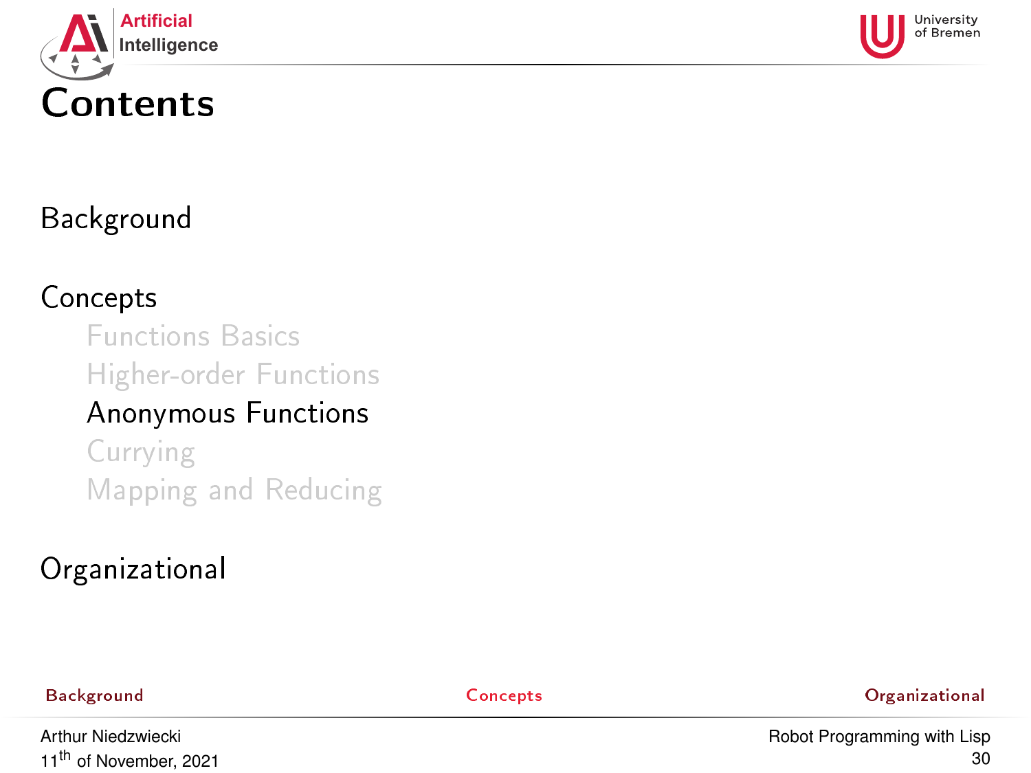# Contents

Background

Concepts

- Functions Basics
- Higher-order Functions
- Anonymous Functions
- Currying
- Mapping and Reducing

Organizational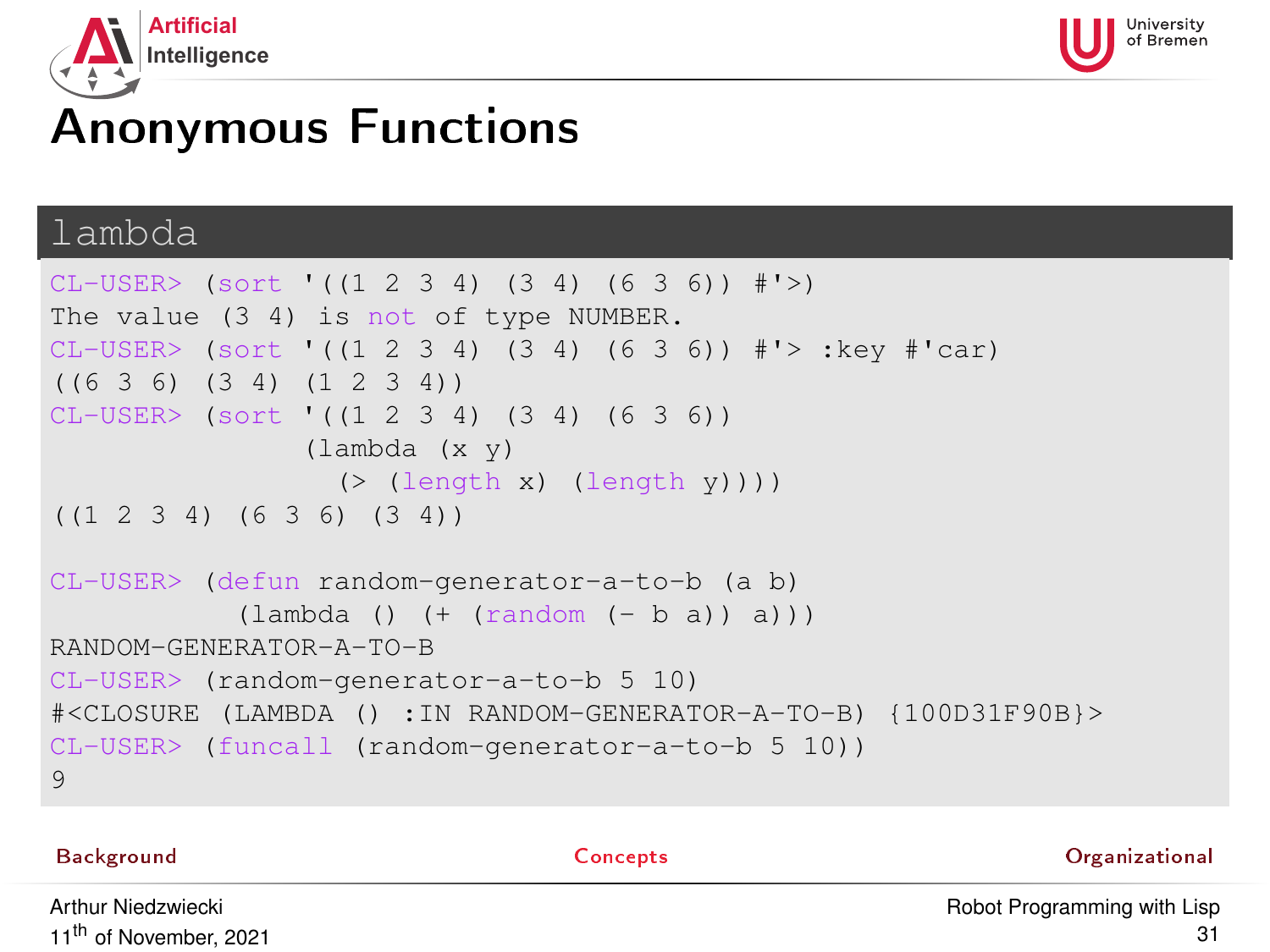# Anonymous Functions

## lambda

```
CL-USER> (sort '((1 2 3 4) (3 4) (6 3 6)) #'>)
The value (3 4) is not of type NUMBER.
CL-USER> (sort '((1 2 3 4) (3 4) (6 3 6)) #'> :key #'car)
((6 3 6) (3 4) (1 2 3 4))
CL-USER> (sort '((1 2 3 4) (3 4) (6 3 6))
               (lambda (x y)
                 (> (length x) (length y))))
((1 2 3 4) (6 3 6) (3 4))

CL-USER> (defun random-generator-a-to-b (a b)
           (lambda () (+ (random (- b a)) a)))
RANDOM-GENERATOR-A-TO-B
CL-USER> (random-generator-a-to-b 5 10)
#<CLOSURE (LAMBDA () :IN RANDOM-GENERATOR-A-TO-B) {100D31F90B}>
CL-USER> (funcall (random-generator-a-to-b 5 10))
9
```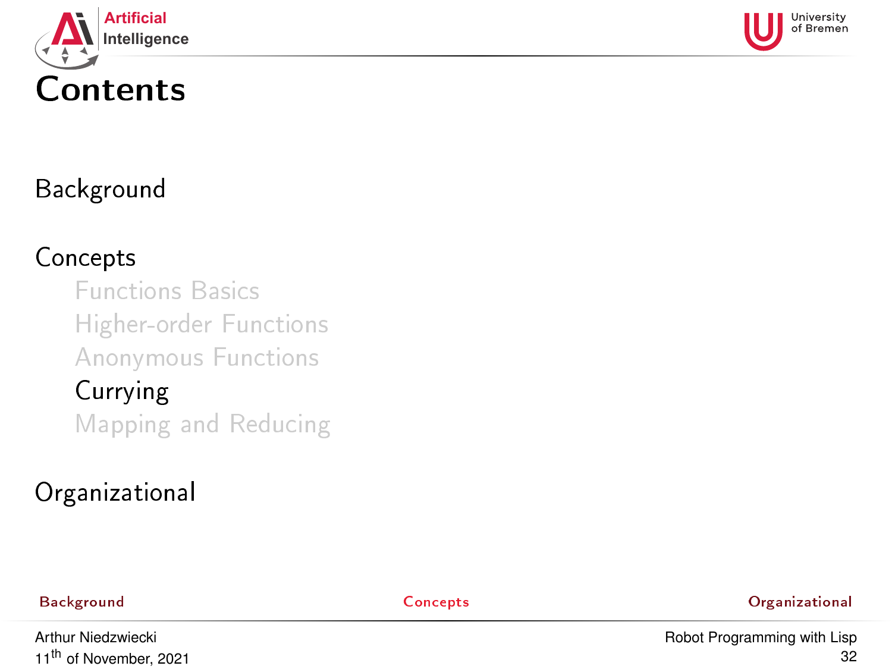# Contents

Background

Concepts

- Functions Basics
- Higher-order Functions
- Anonymous Functions
- Currying
- Mapping and Reducing

Organizational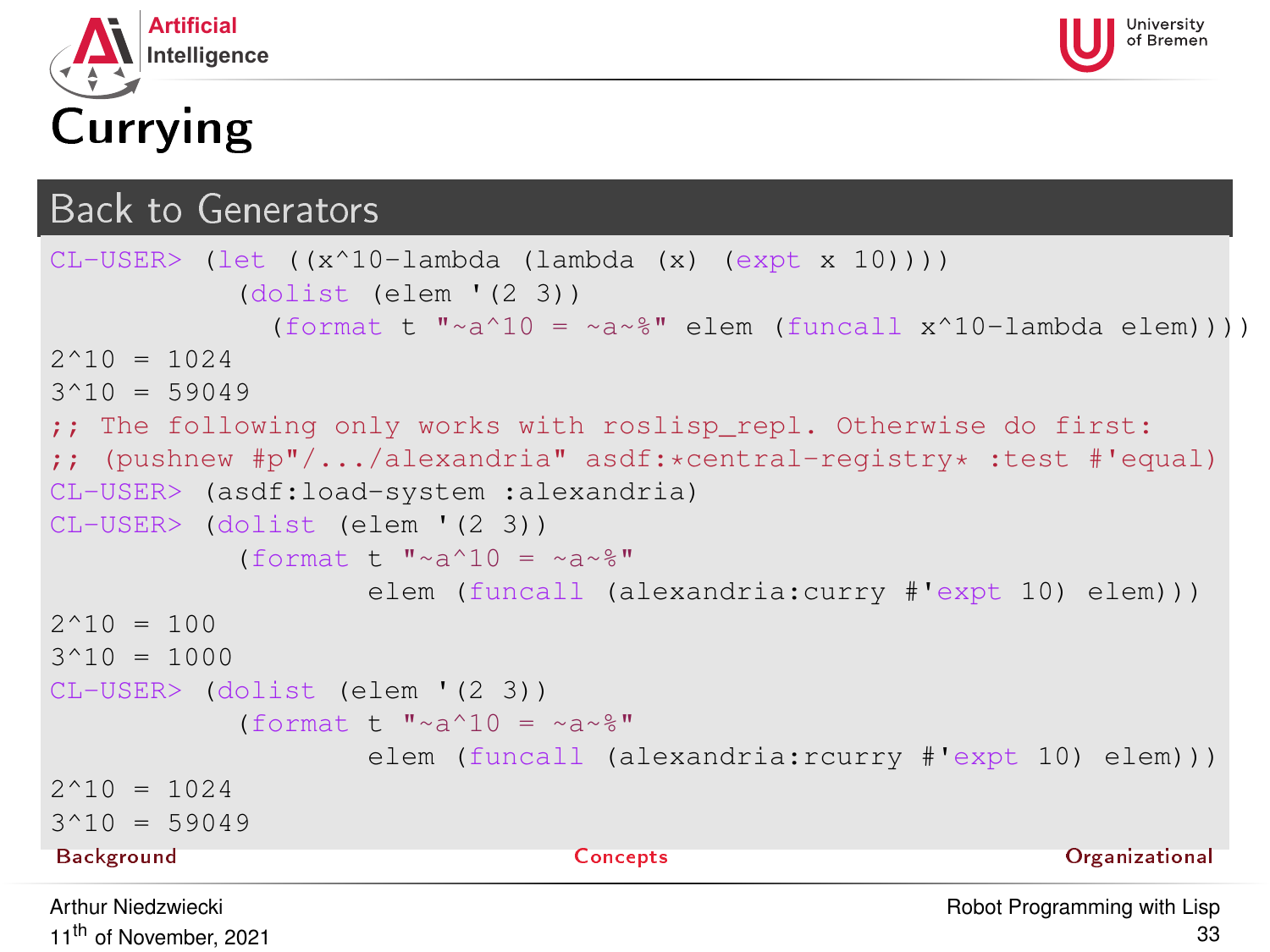# Currying

## Back to Generators

```
CL-USER> (let ((x^10-lambda (lambda (x) (expt x 10))))
           (dolist (elem '(2 3))
             (format t "~a^10 = ~a~%" elem (funcall x^10-lambda elem))))
2^10 = 1024
3^10 = 59049
;; The following only works with roslisp_repl. Otherwise do first:
;; (pushnew #p"/.../alexandria" asdf:*central-registry* :test #'equal)
CL-USER> (asdf:load-system :alexandria)
CL-USER> (dolist (elem '(2 3))
           (format t "~a^10 = ~a~%"
                   elem (funcall (alexandria:curry #'expt 10) elem)))
2^10 = 100
3^10 = 1000
CL-USER> (dolist (elem '(2 3))
           (format t "~a^10 = ~a~%"
                   elem (funcall (alexandria:rcurry #'expt 10) elem)))
2^10 = 1024
3^10 = 59049
```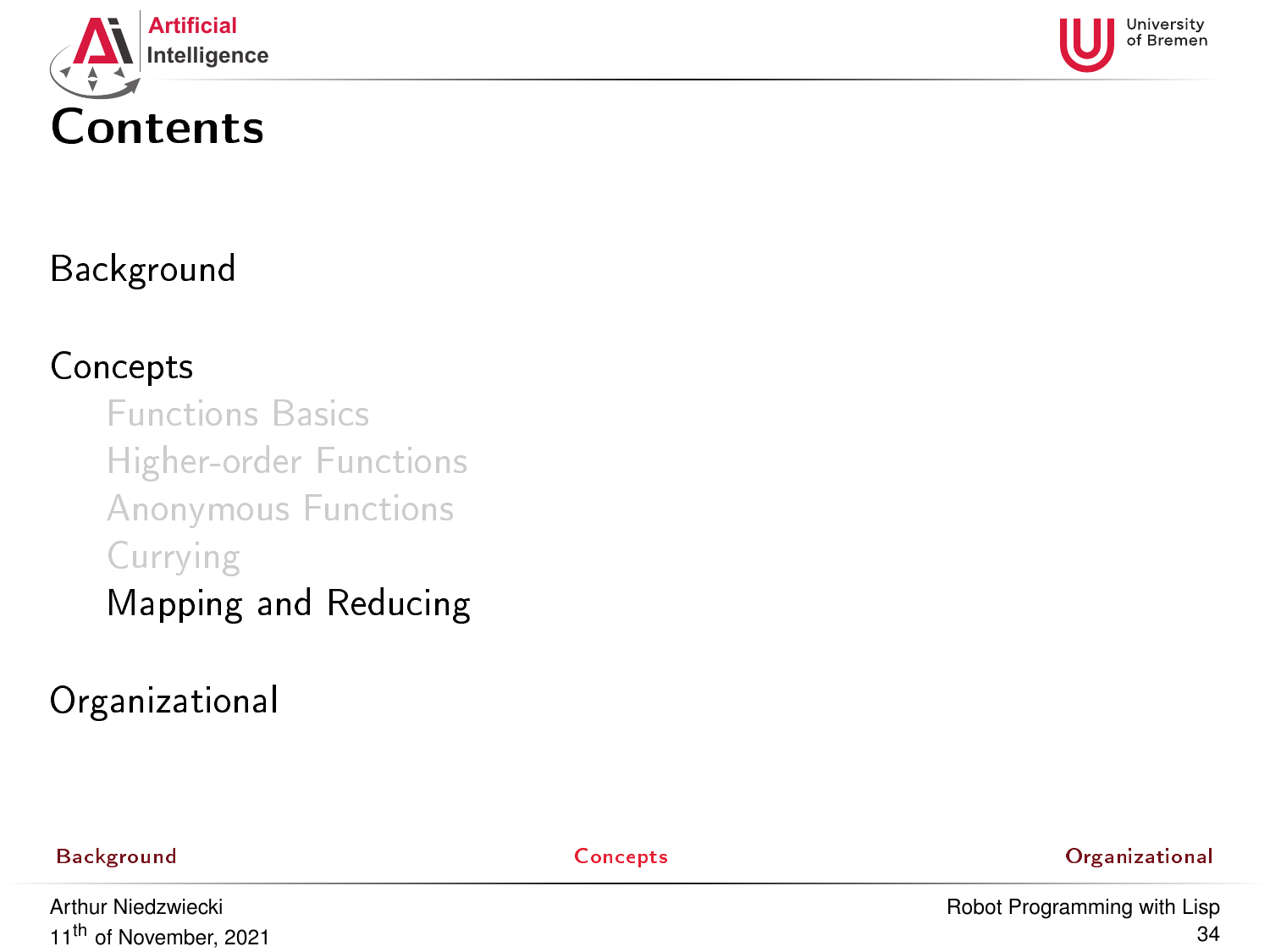# Contents

Background

Concepts

- Functions Basics
- Higher-order Functions
- Anonymous Functions
- Currying
- Mapping and Reducing

Organizational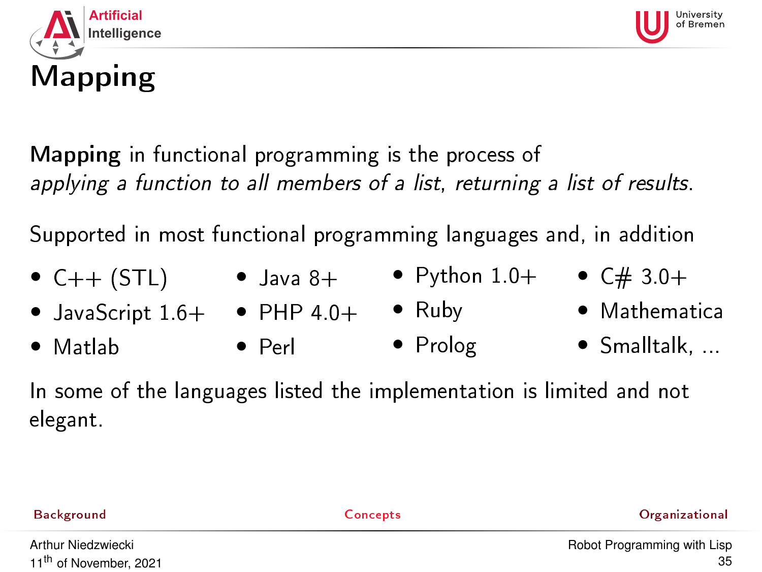# Mapping

**Mapping** in functional programming is the process of *applying a function to all members of a list, returning a list of results*.

Supported in most functional programming languages and, in addition

- C++ (STL)
- JavaScript 1.6+
- Matlab
- Java 8+
- PHP 4.0+
- Perl
- Python 1.0+
- Ruby
- Prolog
- C# 3.0+
- Mathematica
- Smalltalk, ...

In some of the languages listed the implementation is limited and not elegant.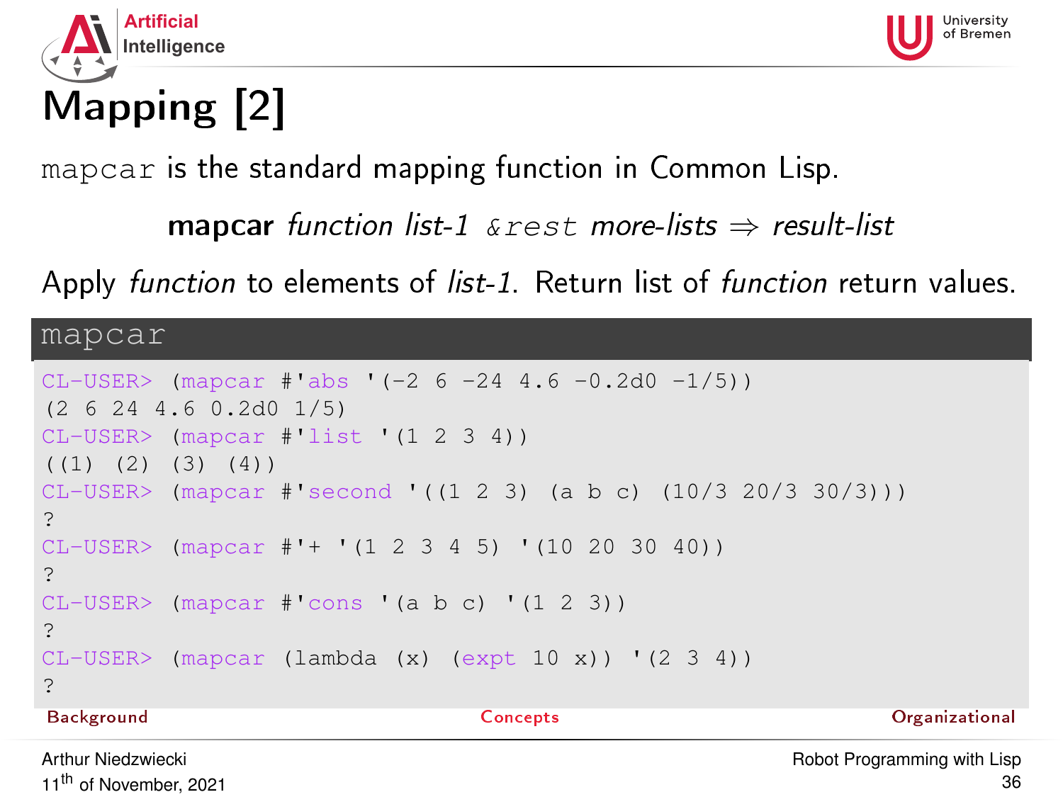# Mapping [2]

`mapcar` is the standard mapping function in Common Lisp.

**mapcar** *function list-1* `&rest` *more-lists* ⇒ *result-list*

Apply *function* to elements of *list-1*. Return list of *function* return values.

### mapcar

```
CL-USER> (mapcar #'abs '(-2 6 -24 4.6 -0.2d0 -1/5))
(2 6 24 4.6 0.2d0 1/5)
CL-USER> (mapcar #'list '(1 2 3 4))
((1) (2) (3) (4))
CL-USER> (mapcar #'second '((1 2 3) (a b c) (10/3 20/3 30/3)))
?
CL-USER> (mapcar #'+ '(1 2 3 4 5) '(10 20 30 40))
?
CL-USER> (mapcar #'cons '(a b c) '(1 2 3))
?
CL-USER> (mapcar (lambda (x) (expt 10 x)) '(2 3 4))
?
```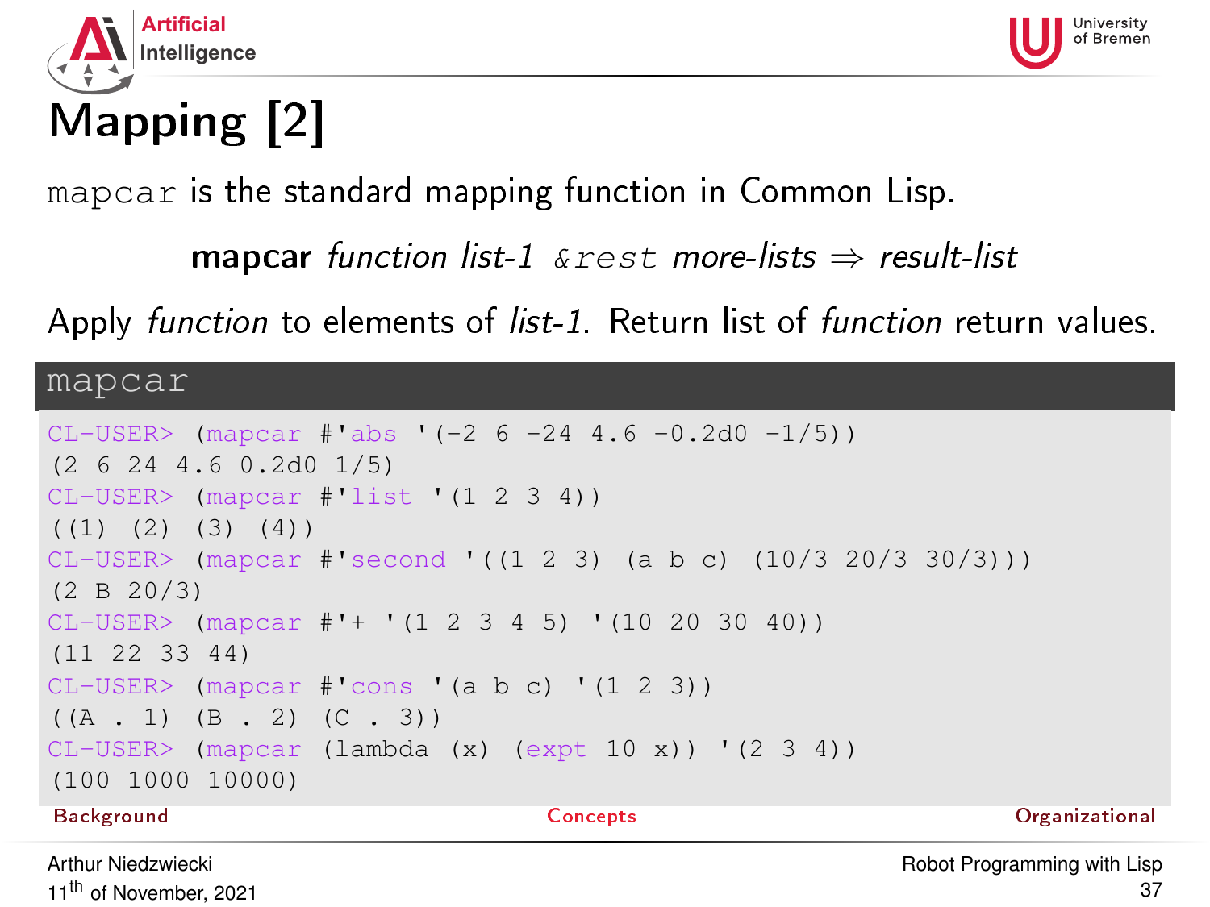# Mapping [2]

`mapcar` is the standard mapping function in Common Lisp.

**mapcar** *function list-1* `&rest` *more-lists* ⇒ *result-list*

Apply *function* to elements of *list-1*. Return list of *function* return values.

**mapcar**

```
CL-USER> (mapcar #'abs '(-2 6 -24 4.6 -0.2d0 -1/5))
(2 6 24 4.6 0.2d0 1/5)
CL-USER> (mapcar #'list '(1 2 3 4))
((1) (2) (3) (4))
CL-USER> (mapcar #'second '((1 2 3) (a b c) (10/3 20/3 30/3)))
(2 B 20/3)
CL-USER> (mapcar #'+ '(1 2 3 4 5) '(10 20 30 40))
(11 22 33 44)
CL-USER> (mapcar #'cons '(a b c) '(1 2 3))
((A . 1) (B . 2) (C . 3))
CL-USER> (mapcar (lambda (x) (expt 10 x)) '(2 3 4))
(100 1000 10000)
```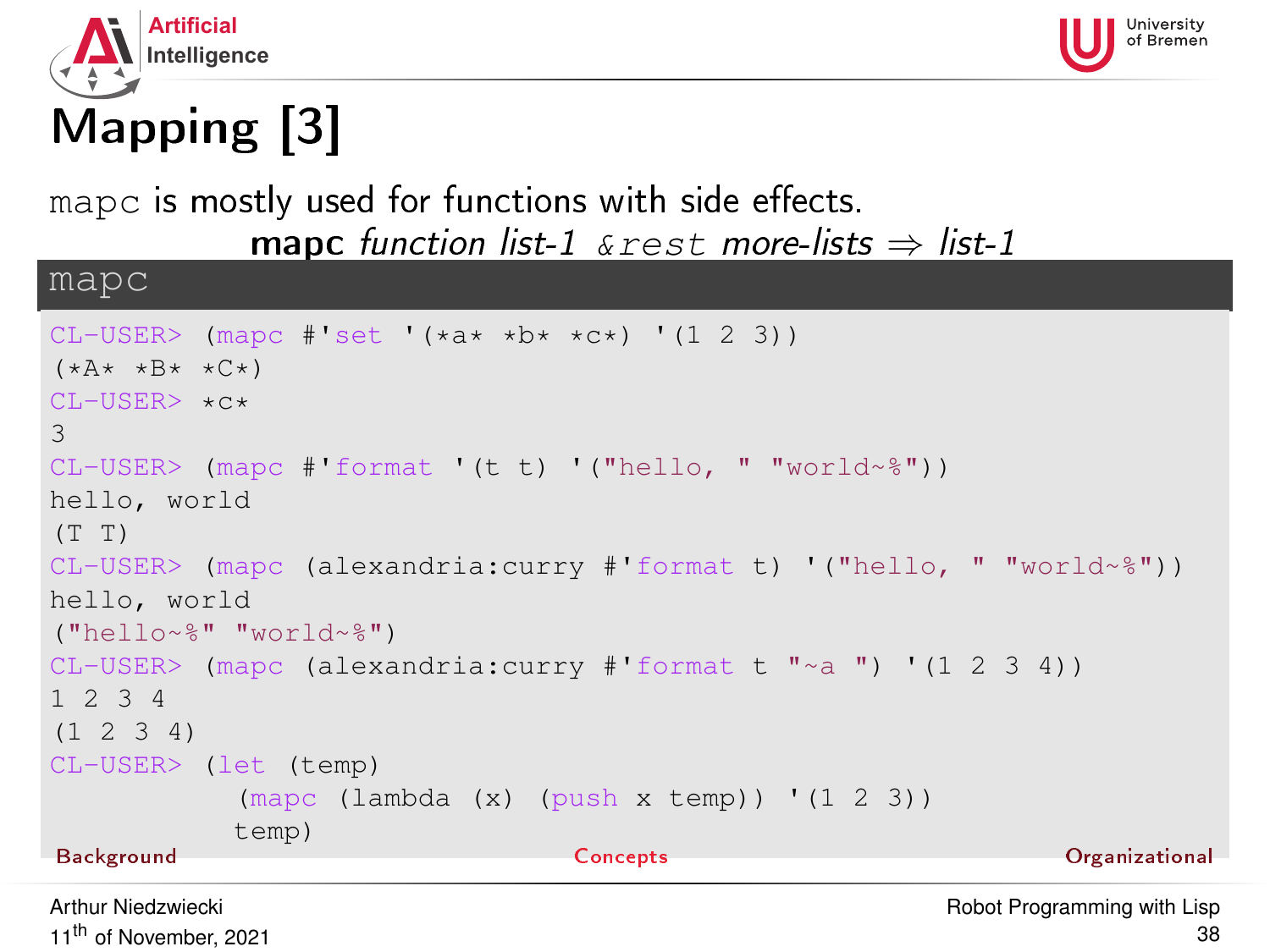# Mapping [3]

`mapc` is mostly used for functions with side effects.

**mapc** *function list-1* `&rest` *more-lists* ⇒ *list-1*

## mapc

```
CL-USER> (mapc #'set '(*a* *b* *c*) '(1 2 3))
(*A* *B* *C*)
CL-USER> *c*
3
CL-USER> (mapc #'format '(t t) '("hello, " "world~%"))
hello, world
(T T)
CL-USER> (mapc (alexandria:curry #'format t) '("hello, " "world~%"))
hello, world
("hello~%" "world~%")
CL-USER> (mapc (alexandria:curry #'format t "~a ") '(1 2 3 4))
1 2 3 4
(1 2 3 4)
CL-USER> (let (temp)
           (mapc (lambda (x) (push x temp)) '(1 2 3))
           temp)
```

Background Concepts Organizational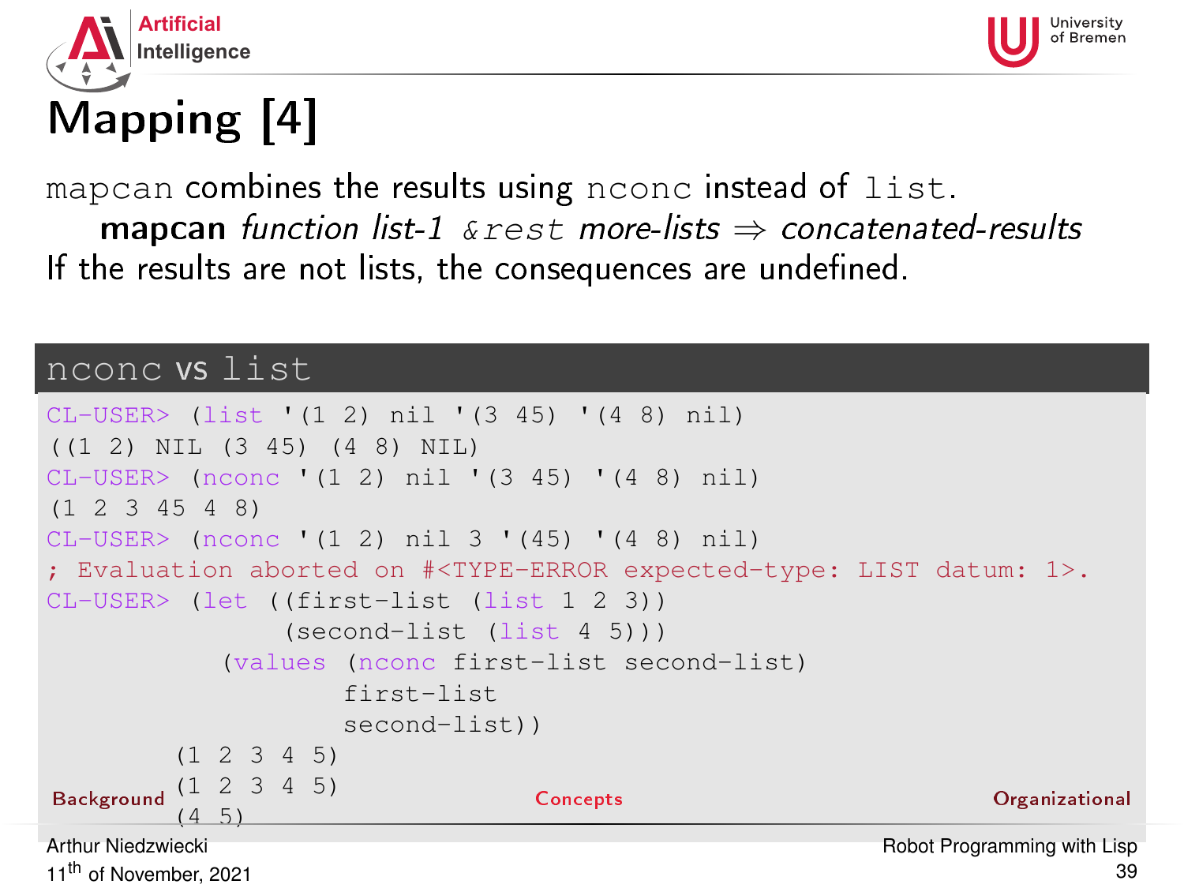# Mapping [4]

`mapcan` combines the results using `nconc` instead of `list`.

**mapcan** *function list-1* `&rest` *more-lists* ⇒ *concatenated-results*

If the results are not lists, the consequences are undefined.

## nconc vs list

```
CL-USER> (list '(1 2) nil '(3 45) '(4 8) nil)
((1 2) NIL (3 45) (4 8) NIL)
CL-USER> (nconc '(1 2) nil '(3 45) '(4 8) nil)
(1 2 3 45 4 8)
CL-USER> (nconc '(1 2) nil 3 '(45) '(4 8) nil)
; Evaluation aborted on #<TYPE-ERROR expected-type: LIST datum: 1>.
CL-USER> (let ((first-list (list 1 2 3))
               (second-list (list 4 5)))
           (values (nconc first-list second-list)
                   first-list
                   second-list))
        (1 2 3 4 5)
        (1 2 3 4 5)
        (4 5)
```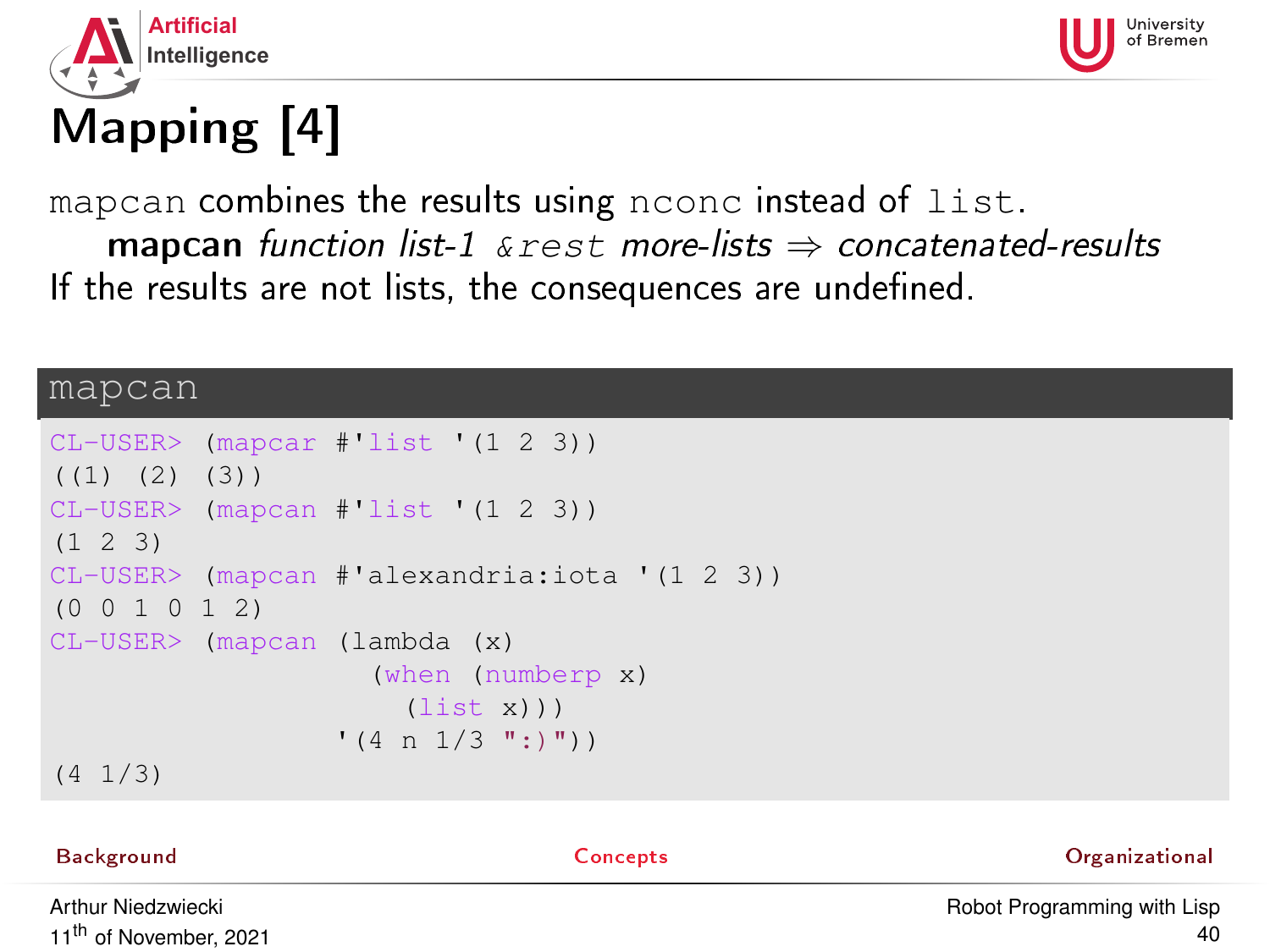# Mapping [4]

`mapcan` combines the results using `nconc` instead of `list`.

**mapcan** *function list-1* `&rest` *more-lists* ⇒ *concatenated-results*

If the results are not lists, the consequences are undefined.

## mapcan

```
CL-USER> (mapcar #'list '(1 2 3))
((1) (2) (3))
CL-USER> (mapcan #'list '(1 2 3))
(1 2 3)
CL-USER> (mapcan #'alexandria:iota '(1 2 3))
(0 0 1 0 1 2)
CL-USER> (mapcan (lambda (x)
                   (when (numberp x)
                     (list x)))
                 '(4 n 1/3 ":)"))
(4 1/3)
```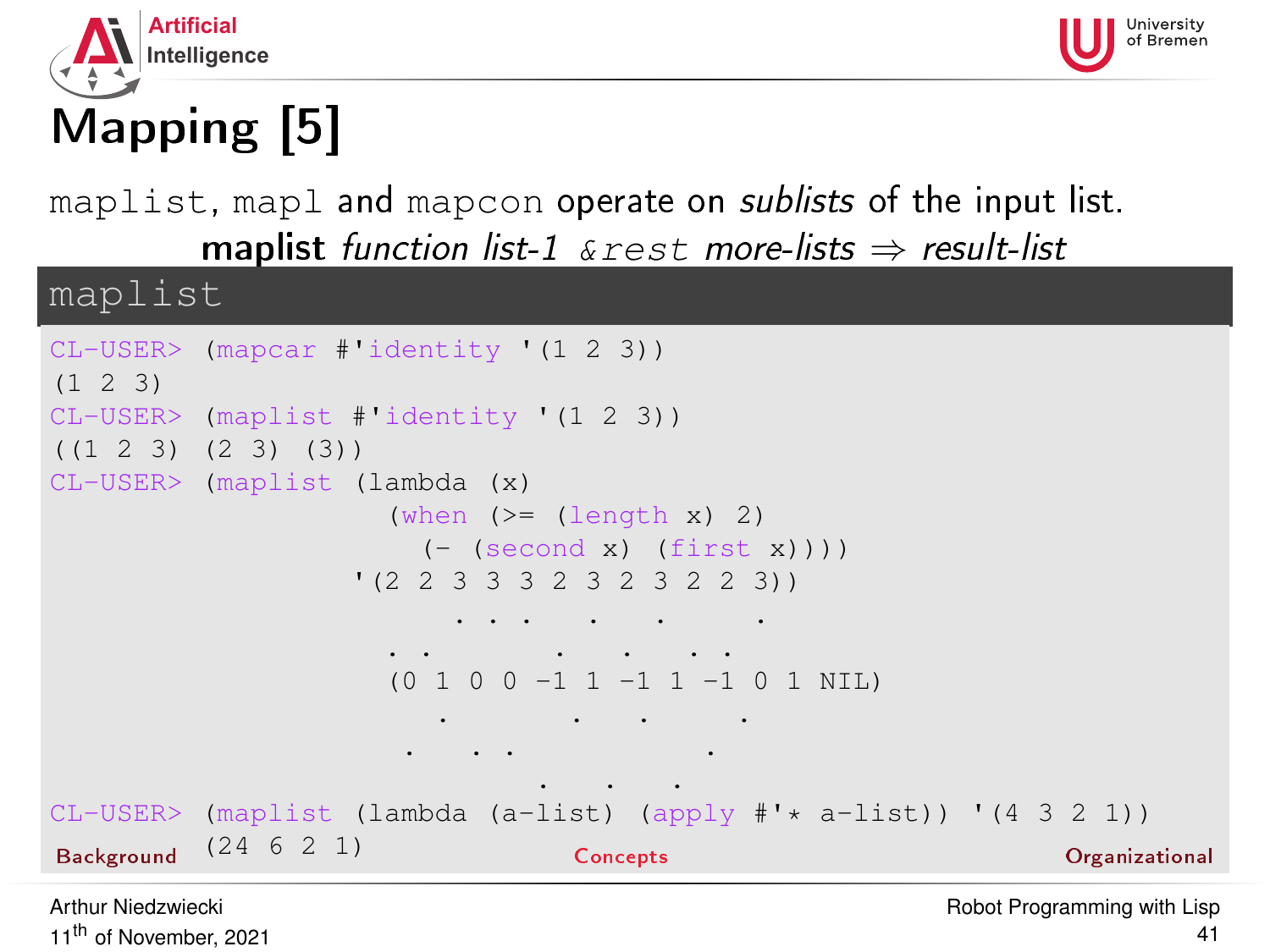# Mapping [5]

`maplist`, `mapl` and `mapcon` operate on *sublists* of the input list.

**maplist** *function list-1* `&rest` *more-lists* ⇒ *result-list*

## maplist

```
CL-USER> (mapcar #'identity '(1 2 3))
(1 2 3)
CL-USER> (maplist #'identity '(1 2 3))
((1 2 3) (2 3) (3))
CL-USER> (maplist (lambda (x)
                    (when (>= (length x) 2)
                      (- (second x) (first x))))
                  '(2 2 3 3 3 2 3 2 3 2 2 3))
                       . . .   .   .     .
                    . .       .   .   . .
                    (0 1 0 0 -1 1 -1 1 -1 0 1 NIL)
                       .       .   .     .
                     .   . .           .
                            .   .   .
CL-USER> (maplist (lambda (a-list) (apply #'* a-list)) '(4 3 2 1))
(24 6 2 1)
```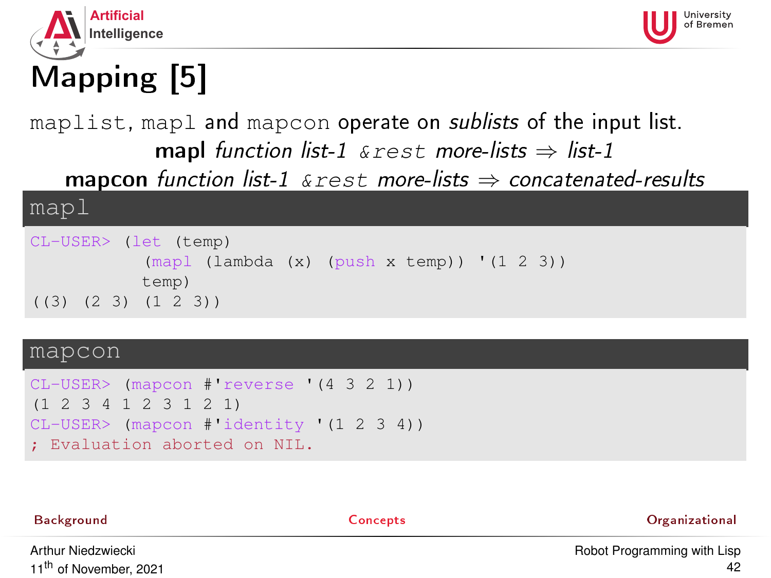# Mapping [5]

`maplist`, `mapl` and `mapcon` operate on *sublists* of the input list.

**mapl** *function list-1* `&rest` *more-lists* ⇒ *list-1*

**mapcon** *function list-1* `&rest` *more-lists* ⇒ *concatenated-results*

## mapl

```
CL-USER> (let (temp)
           (mapl (lambda (x) (push x temp)) '(1 2 3))
           temp)
((3) (2 3) (1 2 3))
```

## mapcon

```
CL-USER> (mapcon #'reverse '(4 3 2 1))
(1 2 3 4 1 2 3 1 2 1)
CL-USER> (mapcon #'identity '(1 2 3 4))
; Evaluation aborted on NIL.
```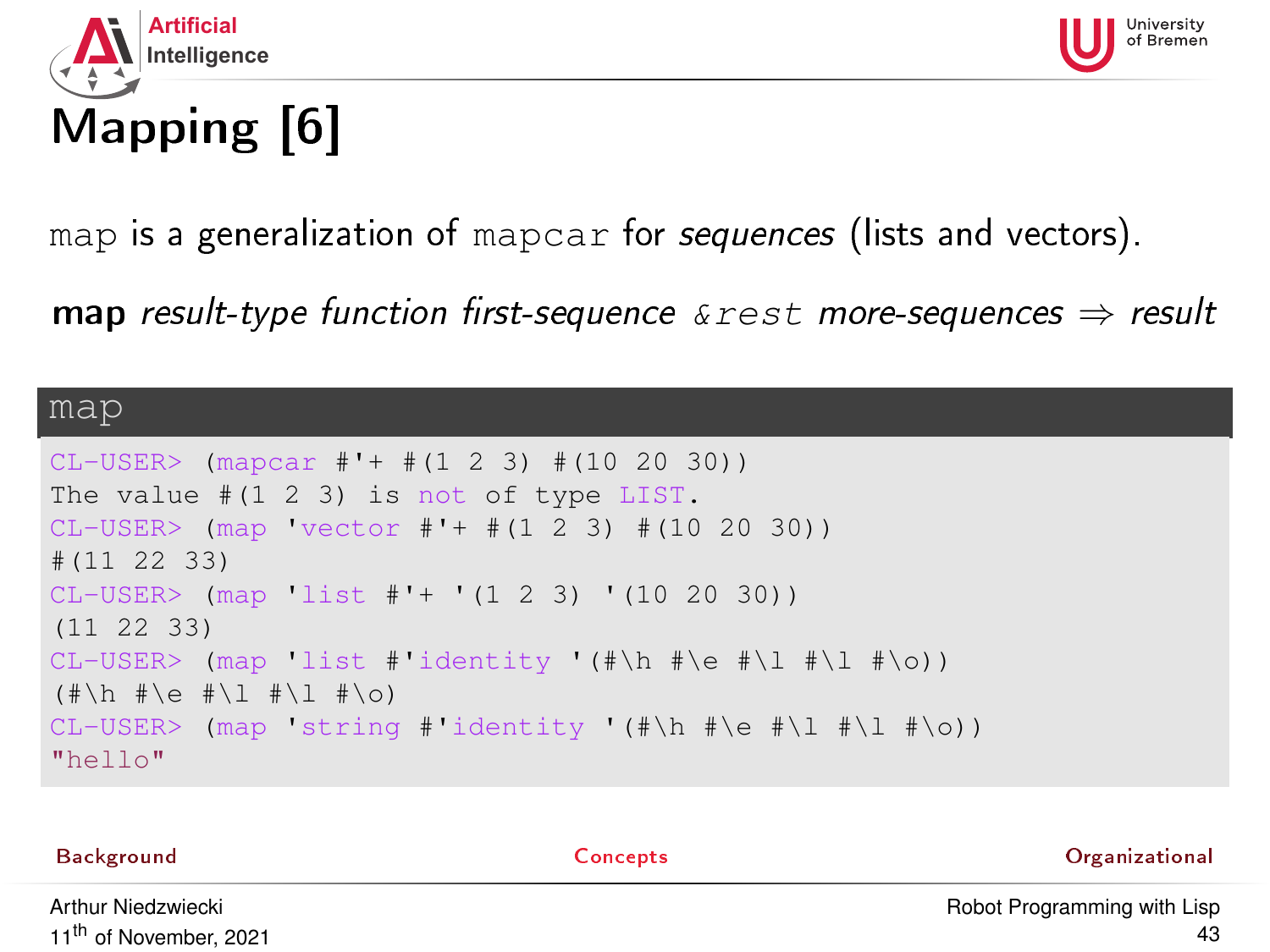# Mapping [6]

`map` is a generalization of `mapcar` for *sequences* (lists and vectors).

**map** *result-type function first-sequence* `&rest` *more-sequences* ⇒ *result*

## map

```
CL-USER> (mapcar #'+ #(1 2 3) #(10 20 30))
The value #(1 2 3) is not of type LIST.
CL-USER> (map 'vector #'+ #(1 2 3) #(10 20 30))
#(11 22 33)
CL-USER> (map 'list #'+ '(1 2 3) '(10 20 30))
(11 22 33)
CL-USER> (map 'list #'identity '(#\h #\e #\l #\l #\o))
(#\h #\e #\l #\l #\o)
CL-USER> (map 'string #'identity '(#\h #\e #\l #\l #\o))
"hello"
```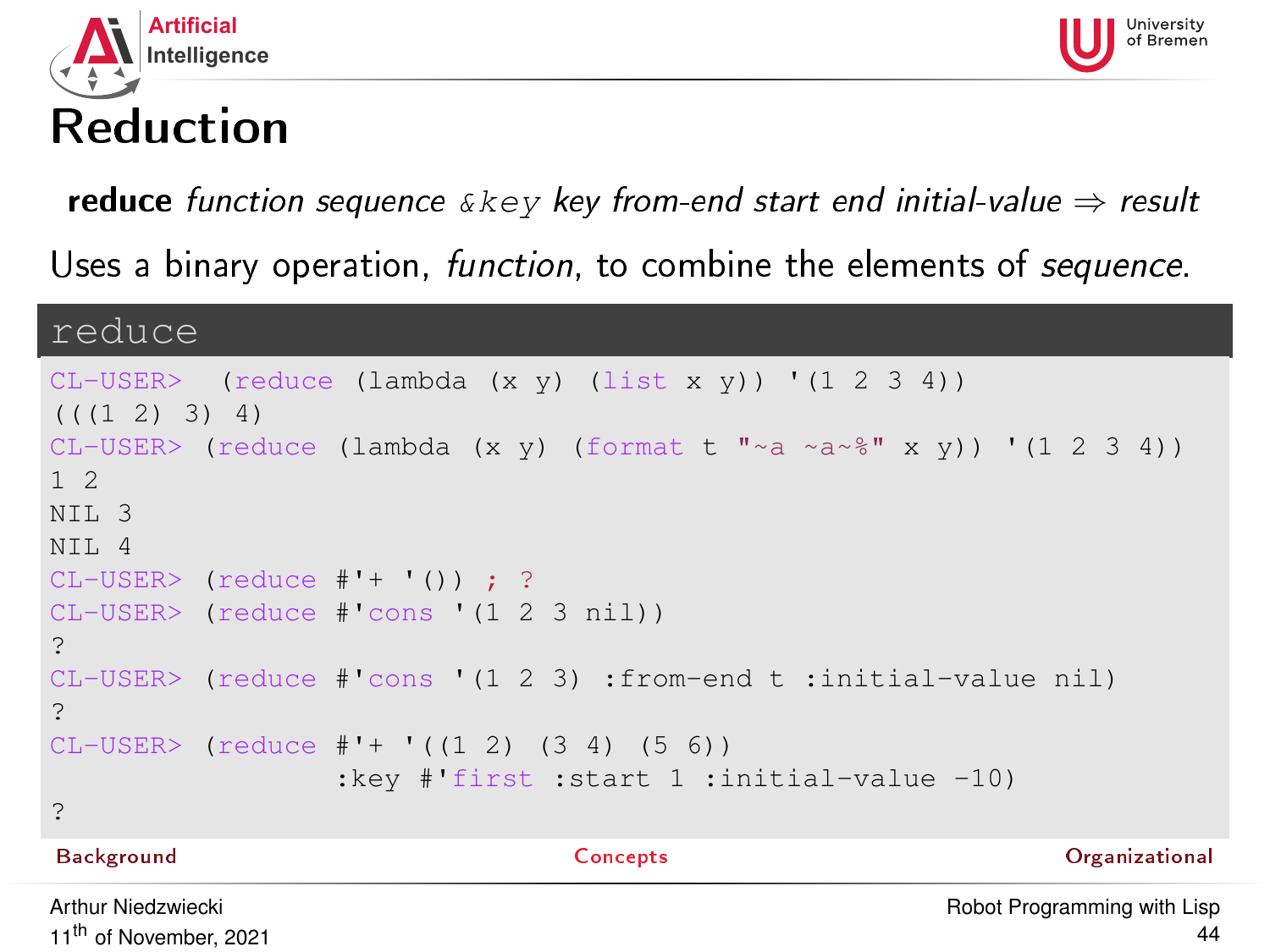# Reduction

**reduce** *function sequence* &key *key from-end start end initial-value* ⇒ *result*

Uses a binary operation, *function*, to combine the elements of *sequence*.

**reduce**

```
CL-USER>  (reduce (lambda (x y) (list x y)) '(1 2 3 4))
(((1 2) 3) 4)
CL-USER> (reduce (lambda (x y) (format t "~a ~a~%" x y)) '(1 2 3 4))
1 2
NIL 3
NIL 4
CL-USER> (reduce #'+ '()) ; ?
CL-USER> (reduce #'cons '(1 2 3 nil))
?
CL-USER> (reduce #'cons '(1 2 3) :from-end t :initial-value nil)
?
CL-USER> (reduce #'+ '((1 2) (3 4) (5 6))
                 :key #'first :start 1 :initial-value -10)
?
```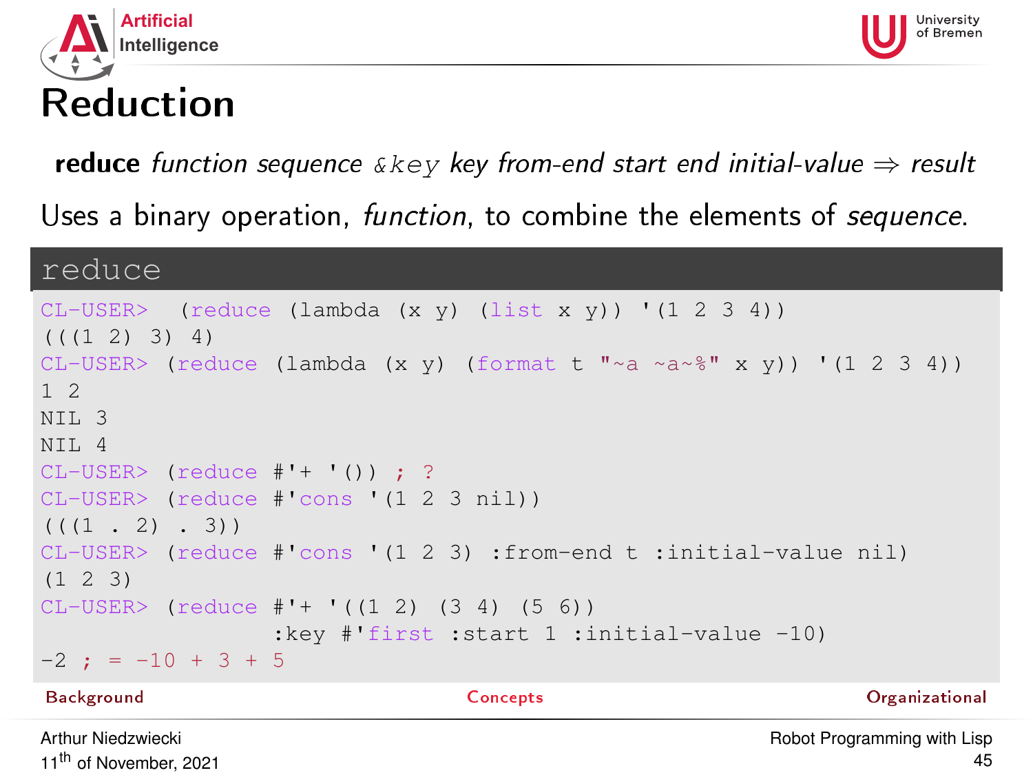# Reduction

**reduce** *function sequence* `&key` *key from-end start end initial-value* ⇒ *result*

Uses a binary operation, *function*, to combine the elements of *sequence*.

**reduce**

```
CL-USER>  (reduce (lambda (x y) (list x y)) '(1 2 3 4))
(((1 2) 3) 4)
CL-USER> (reduce (lambda (x y) (format t "~a ~a~%" x y)) '(1 2 3 4))
1 2
NIL 3
NIL 4
CL-USER> (reduce #'+ '()) ; ?
CL-USER> (reduce #'cons '(1 2 3 nil))
(((1 . 2) . 3))
CL-USER> (reduce #'cons '(1 2 3) :from-end t :initial-value nil)
(1 2 3)
CL-USER> (reduce #'+ '((1 2) (3 4) (5 6))
                 :key #'first :start 1 :initial-value -10)
-2 ; = -10 + 3 + 5
```

Background | Concepts | Organizational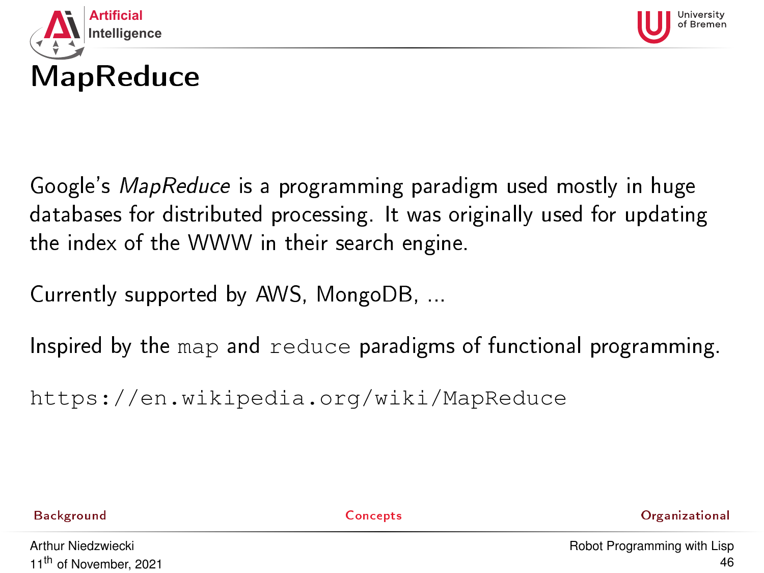# MapReduce

Google's *MapReduce* is a programming paradigm used mostly in huge databases for distributed processing. It was originally used for updating the index of the WWW in their search engine.

Currently supported by AWS, MongoDB, ...

Inspired by the `map` and `reduce` paradigms of functional programming.

`https://en.wikipedia.org/wiki/MapReduce`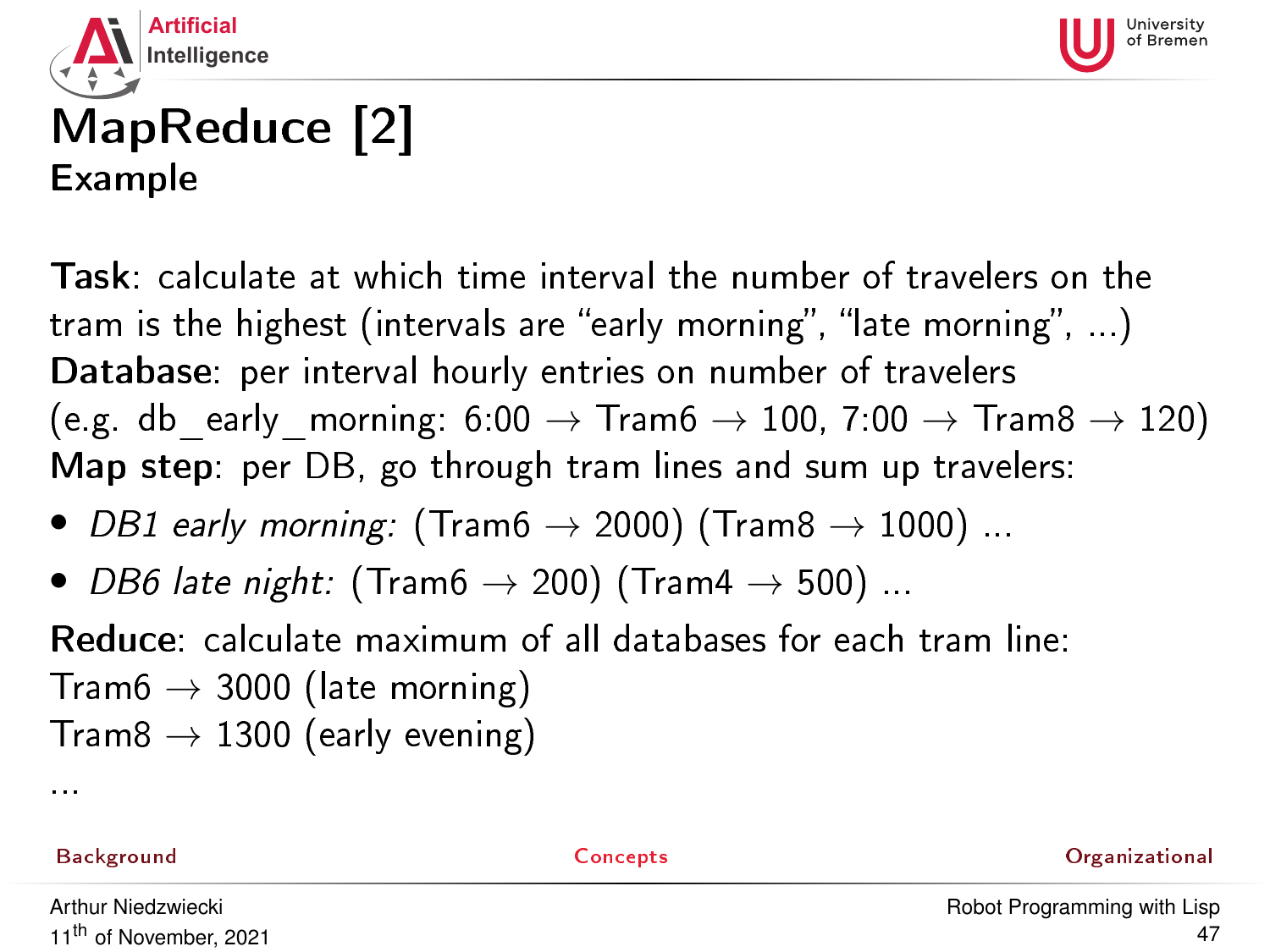# MapReduce [2]

## Example

**Task**: calculate at which time interval the number of travelers on the tram is the highest (intervals are “early morning”, “late morning”, ...)
**Database**: per interval hourly entries on number of travelers
(e.g. db_early_morning: 6:00 → Tram6 → 100, 7:00 → Tram8 → 120)
**Map step**: per DB, go through tram lines and sum up travelers:

- *DB1 early morning:* (Tram6 → 2000) (Tram8 → 1000) ...
- *DB6 late night:* (Tram6 → 200) (Tram4 → 500) ...

**Reduce**: calculate maximum of all databases for each tram line:
Tram6 → 3000 (late morning)
Tram8 → 1300 (early evening)
...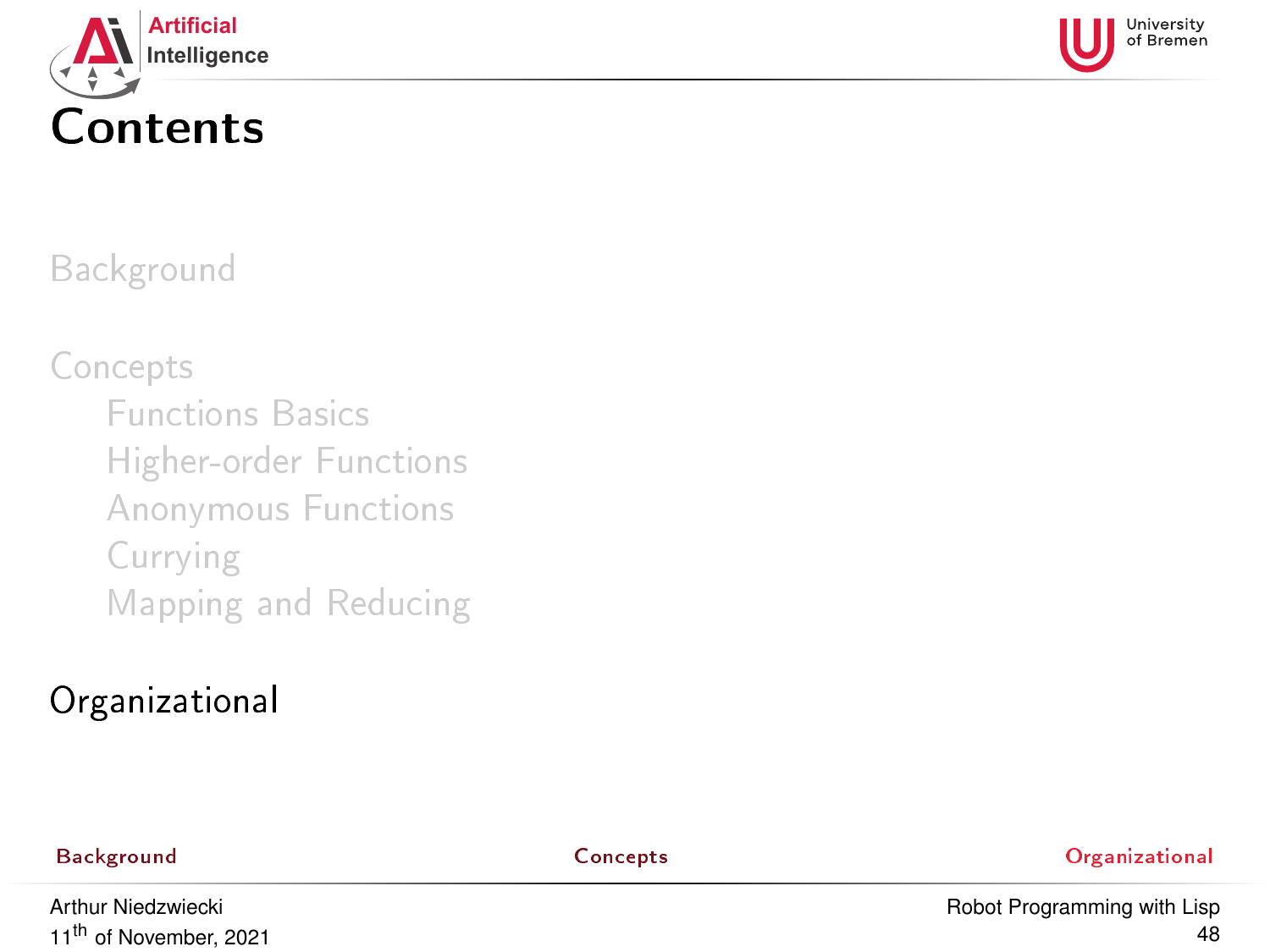# Contents

Background

Concepts

- Functions Basics
- Higher-order Functions
- Anonymous Functions
- Currying
- Mapping and Reducing

Organizational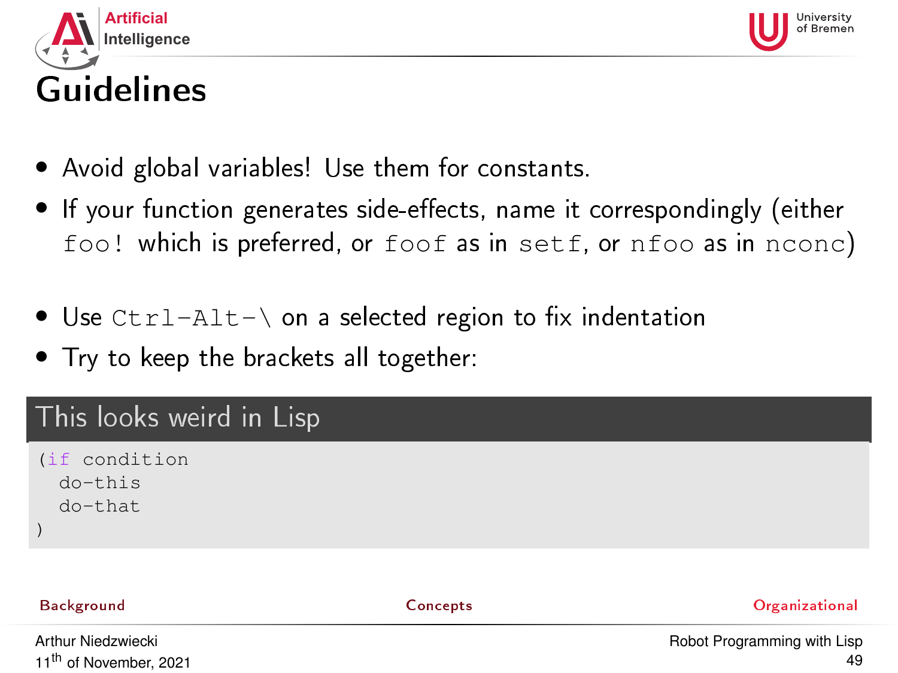# Guidelines

- Avoid global variables! Use them for constants.
- If your function generates side-effects, name it correspondingly (either `foo!` which is preferred, or `foof` as in `setf`, or `nfoo` as in `nconc`)
- Use `Ctrl-Alt-\` on a selected region to fix indentation
- Try to keep the brackets all together:

**This looks weird in Lisp**

```
(if condition
  do-this
  do-that
)
```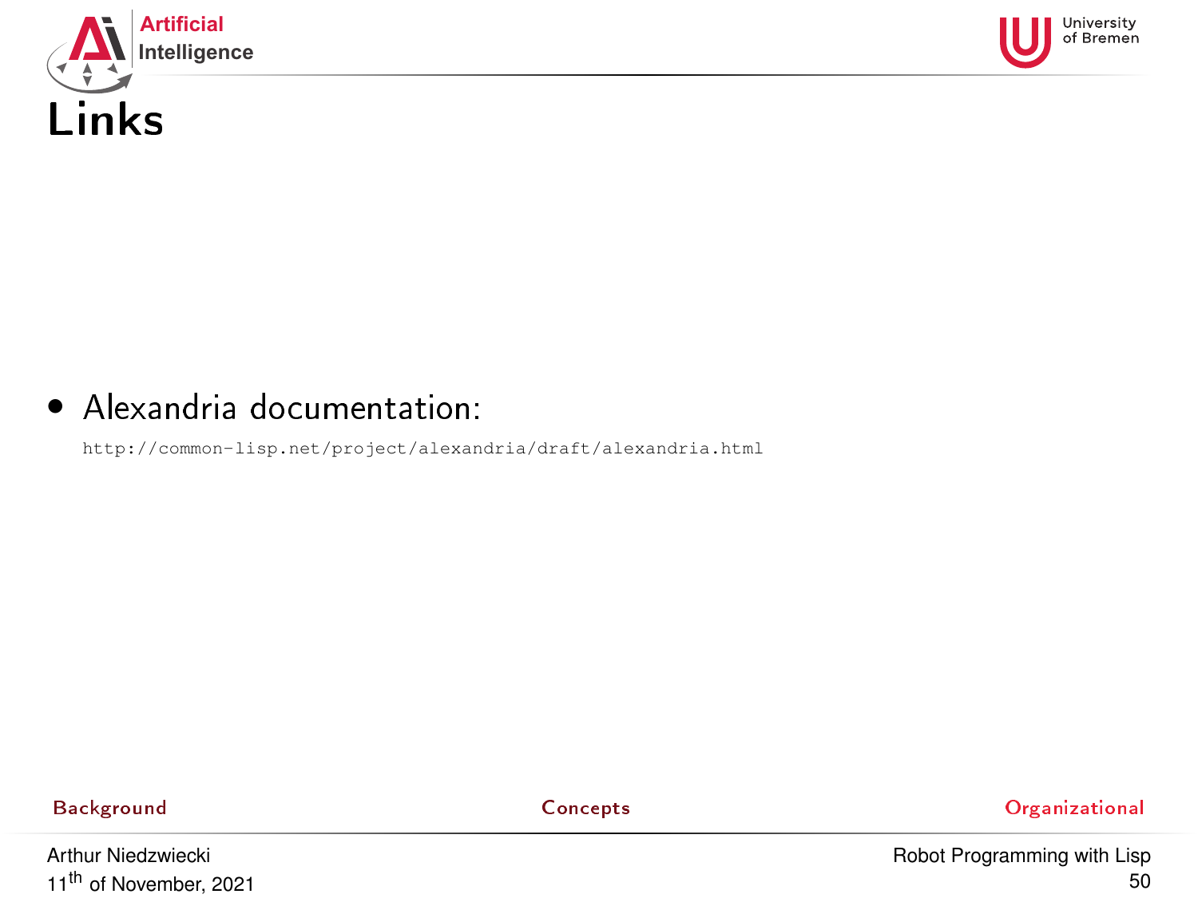# Links

- Alexandria documentation:

  `http://common-lisp.net/project/alexandria/draft/alexandria.html`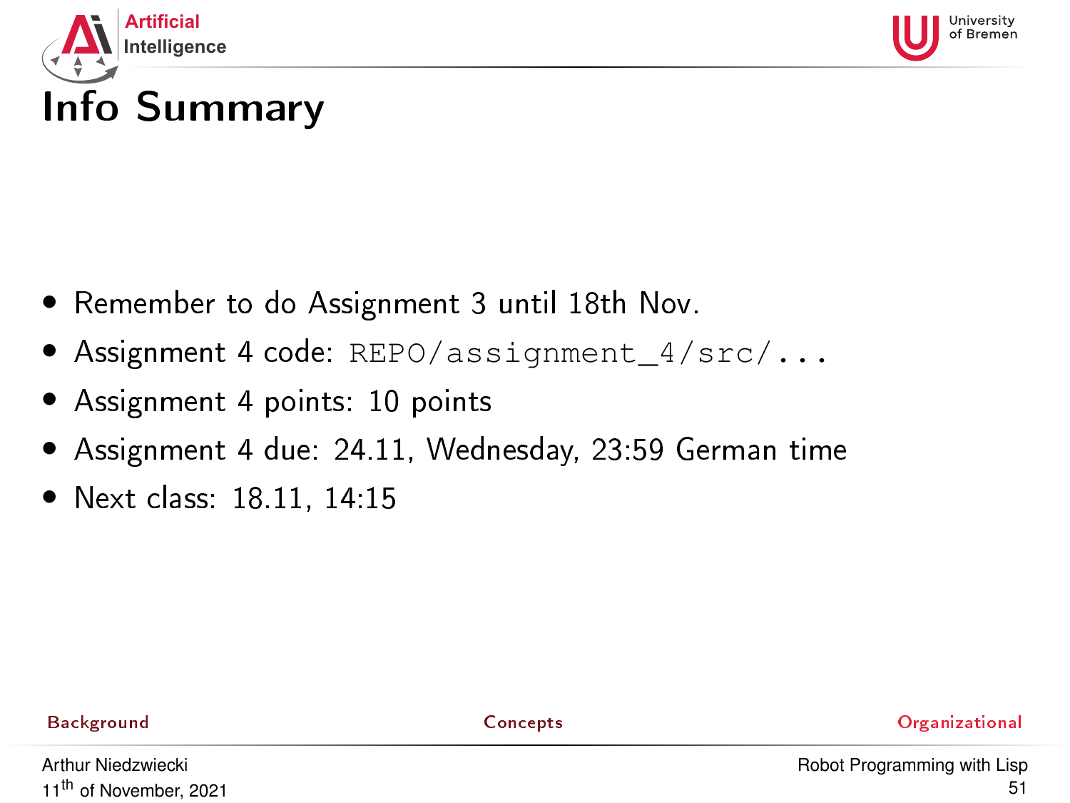# Info Summary

- Remember to do Assignment 3 until 18th Nov.
- Assignment 4 code: `REPO/assignment_4/src/...`
- Assignment 4 points: 10 points
- Assignment 4 due: 24.11, Wednesday, 23:59 German time
- Next class: 18.11, 14:15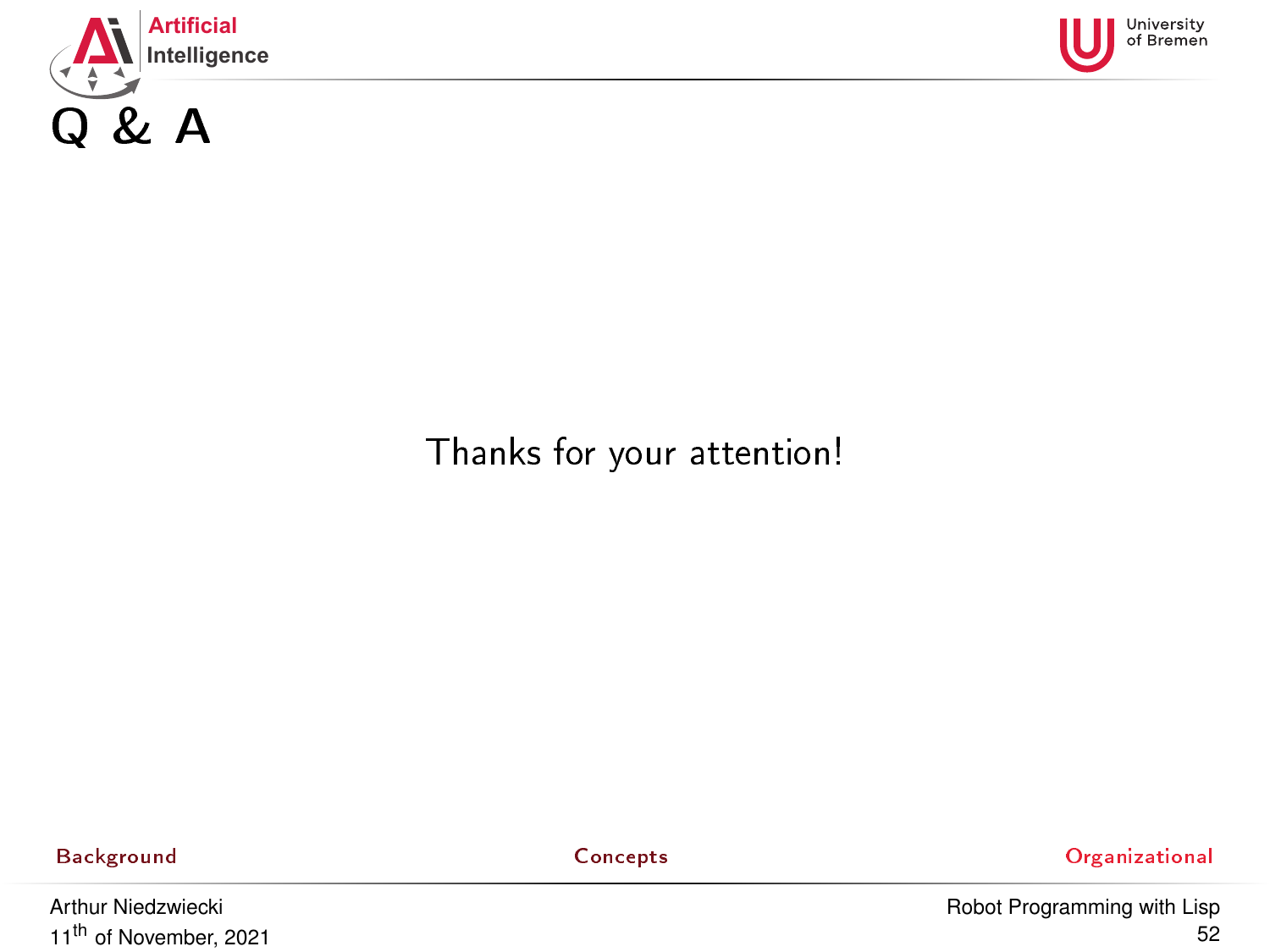# Q & A

Thanks for your attention!